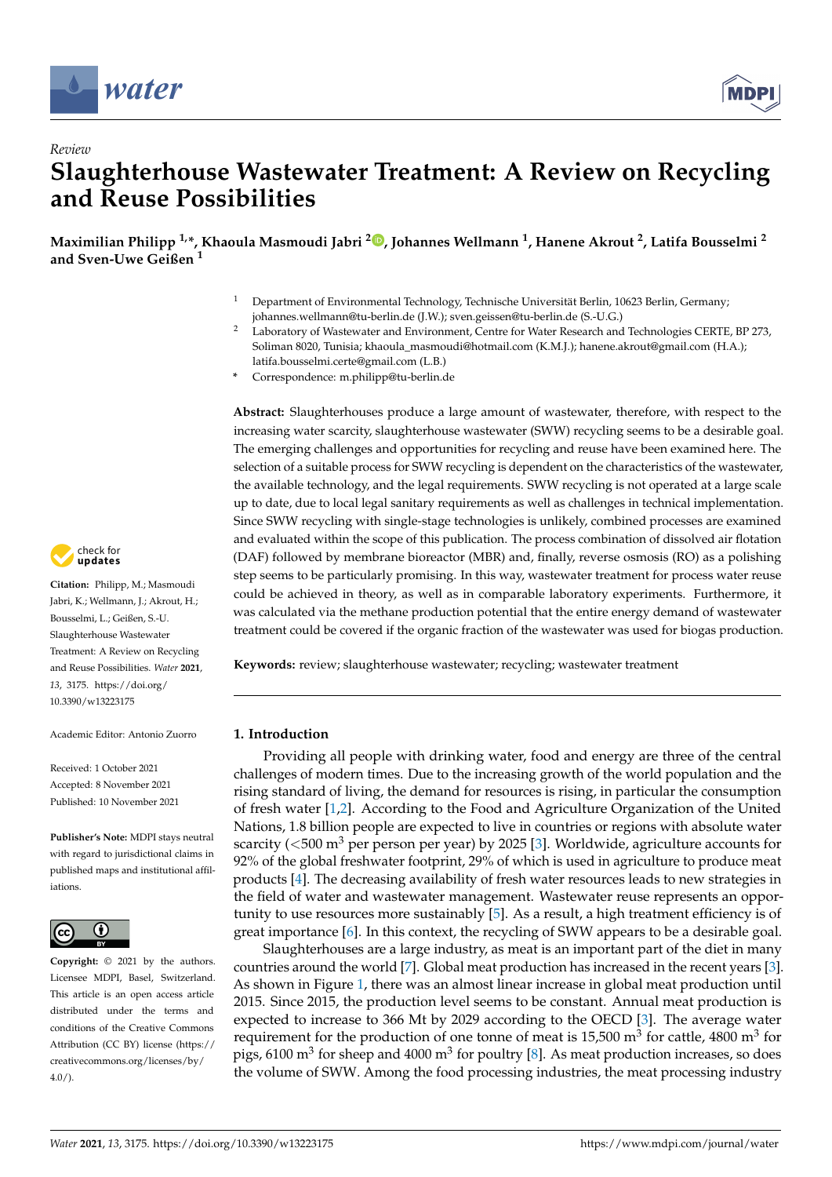*Review*

# Slaughterhouse Wastewater Treatment: A Review on Recycling and Reuse Possibilities

**Maximilian Philipp [1,*], Khaoula Masmoudi Jabri [2], Johannes Wellmann [1], Hanene Akrout [2], Latifa Bousselmi [2] and Sven-Uwe Geißen [1]**

[1] Department of Environmental Technology, Technische Universität Berlin, 10623 Berlin, Germany; johannes.wellmann@tu-berlin.de (J.W.); sven.geissen@tu-berlin.de (S.-U.G.)

[2] Laboratory of Wastewater and Environment, Centre for Water Research and Technologies CERTE, BP 273, Soliman 8020, Tunisia; khaoula_masmoudi@hotmail.com (K.M.J.); hanene.akrout@gmail.com (H.A.); latifa.bousselmi.certe@gmail.com (L.B.)

* Correspondence: m.philipp@tu-berlin.de

**Citation:** Philipp, M.; Masmoudi Jabri, K.; Wellmann, J.; Akrout, H.; Bousselmi, L.; Geißen, S.-U. Slaughterhouse Wastewater Treatment: A Review on Recycling and Reuse Possibilities. *Water* **2021**, *13*, 3175. https://doi.org/10.3390/w13223175

Academic Editor: Antonio Zuorro

Received: 1 October 2021
Accepted: 8 November 2021
Published: 10 November 2021

**Publisher's Note:** MDPI stays neutral with regard to jurisdictional claims in published maps and institutional affiliations.

**Copyright:** © 2021 by the authors. Licensee MDPI, Basel, Switzerland. This article is an open access article distributed under the terms and conditions of the Creative Commons Attribution (CC BY) license (https://creativecommons.org/licenses/by/4.0/).

**Abstract:** Slaughterhouses produce a large amount of wastewater, therefore, with respect to the increasing water scarcity, slaughterhouse wastewater (SWW) recycling seems to be a desirable goal. The emerging challenges and opportunities for recycling and reuse have been examined here. The selection of a suitable process for SWW recycling is dependent on the characteristics of the wastewater, the available technology, and the legal requirements. SWW recycling is not operated at a large scale up to date, due to local legal sanitary requirements as well as challenges in technical implementation. Since SWW recycling with single-stage technologies is unlikely, combined processes are examined and evaluated within the scope of this publication. The process combination of dissolved air flotation (DAF) followed by membrane bioreactor (MBR) and, finally, reverse osmosis (RO) as a polishing step seems to be particularly promising. In this way, wastewater treatment for process water reuse could be achieved in theory, as well as in comparable laboratory experiments. Furthermore, it was calculated via the methane production potential that the entire energy demand of wastewater treatment could be covered if the organic fraction of the wastewater was used for biogas production.

**Keywords:** review; slaughterhouse wastewater; recycling; wastewater treatment

## 1. Introduction

Providing all people with drinking water, food and energy are three of the central challenges of modern times. Due to the increasing growth of the world population and the rising standard of living, the demand for resources is rising, in particular the consumption of fresh water [1,2]. According to the Food and Agriculture Organization of the United Nations, 1.8 billion people are expected to live in countries or regions with absolute water scarcity (<500 $m^3$ per person per year) by 2025 [3]. Worldwide, agriculture accounts for 92% of the global freshwater footprint, 29% of which is used in agriculture to produce meat products [4]. The decreasing availability of fresh water resources leads to new strategies in the field of water and wastewater management. Wastewater reuse represents an opportunity to use resources more sustainably [5]. As a result, a high treatment efficiency is of great importance [6]. In this context, the recycling of SWW appears to be a desirable goal.

Slaughterhouses are a large industry, as meat is an important part of the diet in many countries around the world [7]. Global meat production has increased in the recent years [3]. As shown in Figure 1, there was an almost linear increase in global meat production until 2015. Since 2015, the production level seems to be constant. Annual meat production is expected to increase to 366 Mt by 2029 according to the OECD [3]. The average water requirement for the production of one tonne of meat is 15,500 $m^3$ for cattle, 4800 $m^3$ for pigs, 6100 $m^3$ for sheep and 4000 $m^3$ for poultry [8]. As meat production increases, so does the volume of SWW. Among the food processing industries, the meat processing industry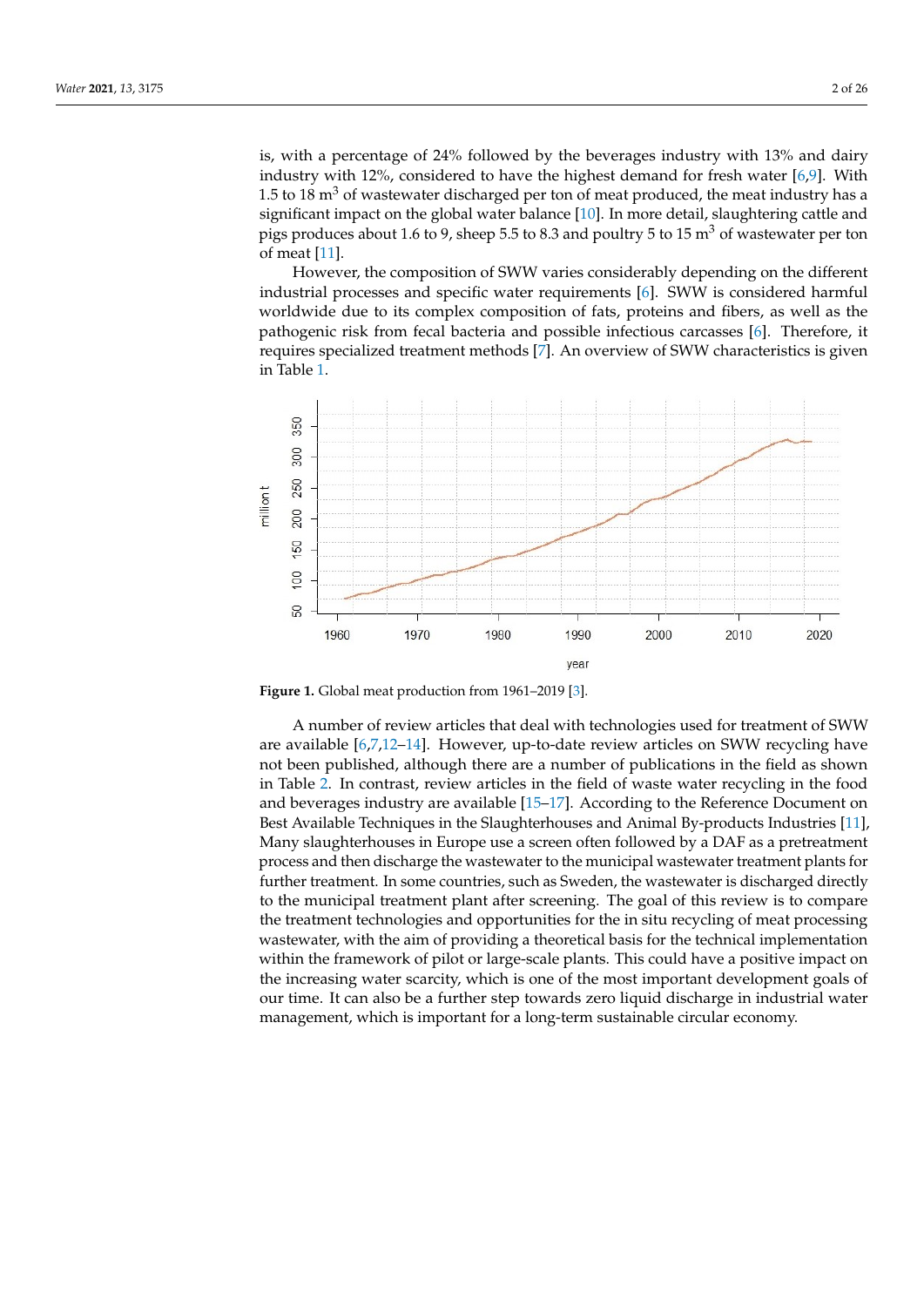is, with a percentage of 24% followed by the beverages industry with 13% and dairy industry with 12%, considered to have the highest demand for fresh water [6,9]. With 1.5 to 18 $m^3$ of wastewater discharged per ton of meat produced, the meat industry has a significant impact on the global water balance [10]. In more detail, slaughtering cattle and pigs produces about 1.6 to 9, sheep 5.5 to 8.3 and poultry 5 to 15 $m^3$ of wastewater per ton of meat [11].

However, the composition of SWW varies considerably depending on the different industrial processes and specific water requirements [6]. SWW is considered harmful worldwide due to its complex composition of fats, proteins and fibers, as well as the pathogenic risk from fecal bacteria and possible infectious carcasses [6]. Therefore, it requires specialized treatment methods [7]. An overview of SWW characteristics is given in Table 1.

**Figure 1.** Global meat production from 1961–2019 [3].

A number of review articles that deal with technologies used for treatment of SWW are available [6,7,12–14]. However, up-to-date review articles on SWW recycling have not been published, although there are a number of publications in the field as shown in Table 2. In contrast, review articles in the field of waste water recycling in the food and beverages industry are available [15–17]. According to the Reference Document on Best Available Techniques in the Slaughterhouses and Animal By-products Industries [11], Many slaughterhouses in Europe use a screen often followed by a DAF as a pretreatment process and then discharge the wastewater to the municipal wastewater treatment plants for further treatment. In some countries, such as Sweden, the wastewater is discharged directly to the municipal treatment plant after screening. The goal of this review is to compare the treatment technologies and opportunities for the in situ recycling of meat processing wastewater, with the aim of providing a theoretical basis for the technical implementation within the framework of pilot or large-scale plants. This could have a positive impact on the increasing water scarcity, which is one of the most important development goals of our time. It can also be a further step towards zero liquid discharge in industrial water management, which is important for a long-term sustainable circular economy.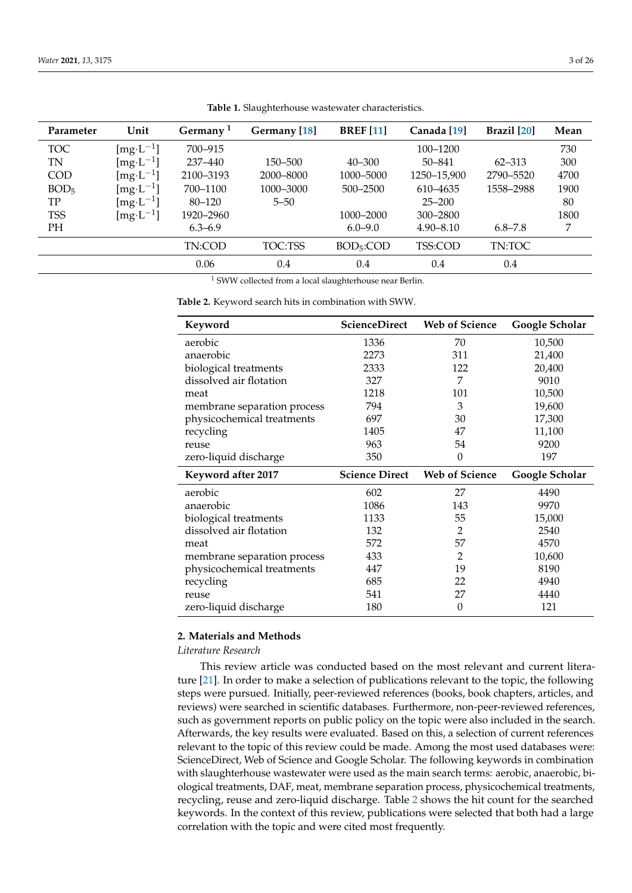**Table 1.** Slaughterhouse wastewater characteristics.

| Parameter | Unit | Germany [1] | Germany [18] | BREF [11] | Canada [19] | Brazil [20] | Mean |
|---|---|---|---|---|---|---|---|
| TOC | $[mg \cdot L^{-1}]$ | 700–915 | | | 100–1200 | | 730 |
| TN | $[mg \cdot L^{-1}]$ | 237–440 | 150–500 | 40–300 | 50–841 | 62–313 | 300 |
| COD | $[mg \cdot L^{-1}]$ | 2100–3193 | 2000–8000 | 1000–5000 | 1250–15,900 | 2790–5520 | 4700 |
| $BOD_5$ | $[mg \cdot L^{-1}]$ | 700–1100 | 1000–3000 | 500–2500 | 610–4635 | 1558–2988 | 1900 |
| TP | $[mg \cdot L^{-1}]$ | 80–120 | 5–50 | | 25–200 | | 80 |
| TSS | $[mg \cdot L^{-1}]$ | 1920–2960 | | 1000–2000 | 300–2800 | | 1800 |
| PH | | 6.3–6.9 | | 6.0–9.0 | 4.90–8.10 | 6.8–7.8 | 7 |
| | | TN:COD | TOC:TSS | $BOD_5$:COD | TSS:COD | TN:TOC | |
| | | 0.06 | 0.4 | 0.4 | 0.4 | 0.4 | |

[1] SWW collected from a local slaughterhouse near Berlin.

**Table 2.** Keyword search hits in combination with SWW.

| Keyword | ScienceDirect | Web of Science | Google Scholar |
|---|---|---|---|
| aerobic | 1336 | 70 | 10,500 |
| anaerobic | 2273 | 311 | 21,400 |
| biological treatments | 2333 | 122 | 20,400 |
| dissolved air flotation | 327 | 7 | 9010 |
| meat | 1218 | 101 | 10,500 |
| membrane separation process | 794 | 3 | 19,600 |
| physicochemical treatments | 697 | 30 | 17,300 |
| recycling | 1405 | 47 | 11,100 |
| reuse | 963 | 54 | 9200 |
| zero-liquid discharge | 350 | 0 | 197 |
| **Keyword after 2017** | **Science Direct** | **Web of Science** | **Google Scholar** |
| aerobic | 602 | 27 | 4490 |
| anaerobic | 1086 | 143 | 9970 |
| biological treatments | 1133 | 55 | 15,000 |
| dissolved air flotation | 132 | 2 | 2540 |
| meat | 572 | 57 | 4570 |
| membrane separation process | 433 | 2 | 10,600 |
| physicochemical treatments | 447 | 19 | 8190 |
| recycling | 685 | 22 | 4940 |
| reuse | 541 | 27 | 4440 |
| zero-liquid discharge | 180 | 0 | 121 |

## 2. Materials and Methods

*Literature Research*

This review article was conducted based on the most relevant and current literature [21]. In order to make a selection of publications relevant to the topic, the following steps were pursued. Initially, peer-reviewed references (books, book chapters, articles, and reviews) were searched in scientific databases. Furthermore, non-peer-reviewed references, such as government reports on public policy on the topic were also included in the search. Afterwards, the key results were evaluated. Based on this, a selection of current references relevant to the topic of this review could be made. Among the most used databases were: ScienceDirect, Web of Science and Google Scholar. The following keywords in combination with slaughterhouse wastewater were used as the main search terms: aerobic, anaerobic, biological treatments, DAF, meat, membrane separation process, physicochemical treatments, recycling, reuse and zero-liquid discharge. Table 2 shows the hit count for the searched keywords. In the context of this review, publications were selected that both had a large correlation with the topic and were cited most frequently.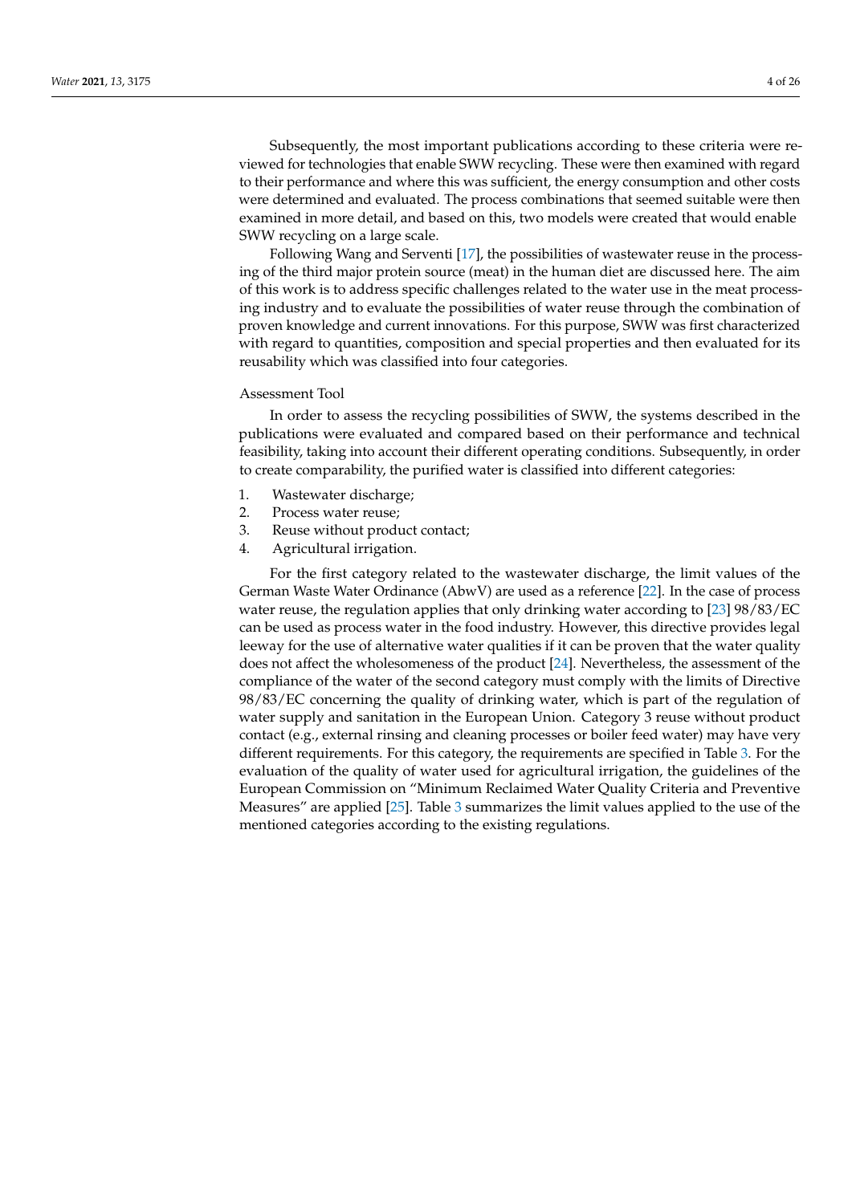Subsequently, the most important publications according to these criteria were reviewed for technologies that enable SWW recycling. These were then examined with regard to their performance and where this was sufficient, the energy consumption and other costs were determined and evaluated. The process combinations that seemed suitable were then examined in more detail, and based on this, two models were created that would enable SWW recycling on a large scale.

Following Wang and Serventi [17], the possibilities of wastewater reuse in the processing of the third major protein source (meat) in the human diet are discussed here. The aim of this work is to address specific challenges related to the water use in the meat processing industry and to evaluate the possibilities of water reuse through the combination of proven knowledge and current innovations. For this purpose, SWW was first characterized with regard to quantities, composition and special properties and then evaluated for its reusability which was classified into four categories.

Assessment Tool

In order to assess the recycling possibilities of SWW, the systems described in the publications were evaluated and compared based on their performance and technical feasibility, taking into account their different operating conditions. Subsequently, in order to create comparability, the purified water is classified into different categories:

1. Wastewater discharge;
2. Process water reuse;
3. Reuse without product contact;
4. Agricultural irrigation.

For the first category related to the wastewater discharge, the limit values of the German Waste Water Ordinance (AbwV) are used as a reference [22]. In the case of process water reuse, the regulation applies that only drinking water according to [23] 98/83/EC can be used as process water in the food industry. However, this directive provides legal leeway for the use of alternative water qualities if it can be proven that the water quality does not affect the wholesomeness of the product [24]. Nevertheless, the assessment of the compliance of the water of the second category must comply with the limits of Directive 98/83/EC concerning the quality of drinking water, which is part of the regulation of water supply and sanitation in the European Union. Category 3 reuse without product contact (e.g., external rinsing and cleaning processes or boiler feed water) may have very different requirements. For this category, the requirements are specified in Table 3. For the evaluation of the quality of water used for agricultural irrigation, the guidelines of the European Commission on "Minimum Reclaimed Water Quality Criteria and Preventive Measures" are applied [25]. Table 3 summarizes the limit values applied to the use of the mentioned categories according to the existing regulations.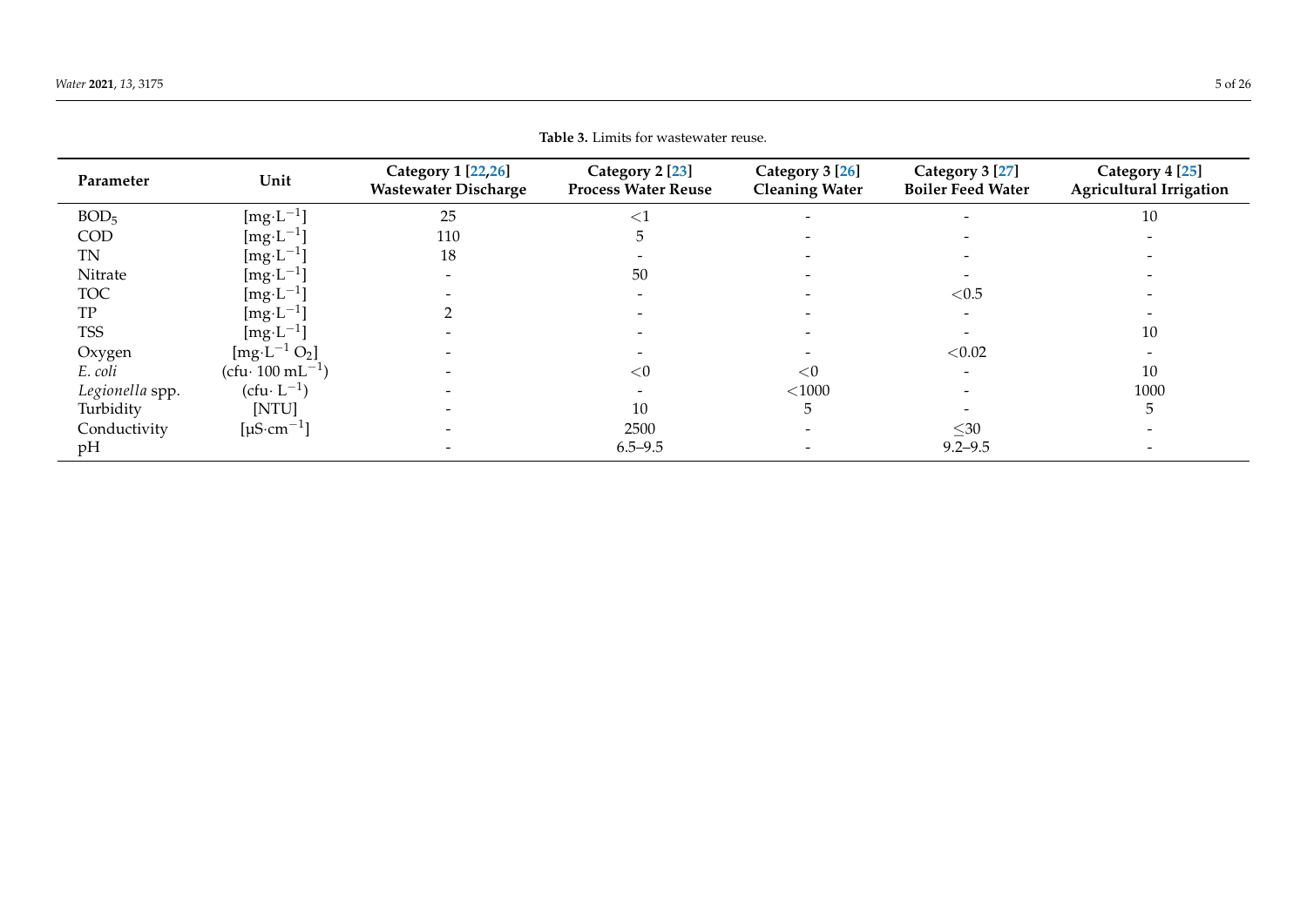**Table 3.** Limits for wastewater reuse.

| Parameter | Unit | Category 1 [22,26] Wastewater Discharge | Category 2 [23] Process Water Reuse | Category 3 [26] Cleaning Water | Category 3 [27] Boiler Feed Water | Category 4 [25] Agricultural Irrigation |
|---|---|---|---|---|---|---|
| $BOD_5$ | [$mg \cdot L^{-1}$] | 25 | <1 | - | - | 10 |
| COD | [$mg \cdot L^{-1}$] | 110 | 5 | - | - | - |
| TN | [$mg \cdot L^{-1}$] | 18 | - | - | - | - |
| Nitrate | [$mg \cdot L^{-1}$] | - | 50 | - | - | - |
| TOC | [$mg \cdot L^{-1}$] | - | - | - | <0.5 | - |
| TP | [$mg \cdot L^{-1}$] | 2 | - | - | - | - |
| TSS | [$mg \cdot L^{-1}$] | - | - | - | - | 10 |
| Oxygen | [$mg \cdot L^{-1}$ $O_2$] | - | - | - | <0.02 | - |
| *E. coli* | (cfu· 100 $mL^{-1}$) | - | <0 | <0 | - | 10 |
| *Legionella* spp. | (cfu· $L^{-1}$) | - | - | <1000 | - | 1000 |
| Turbidity | [NTU] | - | 10 | 5 | - | 5 |
| Conductivity | [$\mu S \cdot cm^{-1}$] | - | 2500 | - | ≤30 | - |
| pH | | - | 6.5–9.5 | - | 9.2–9.5 | - |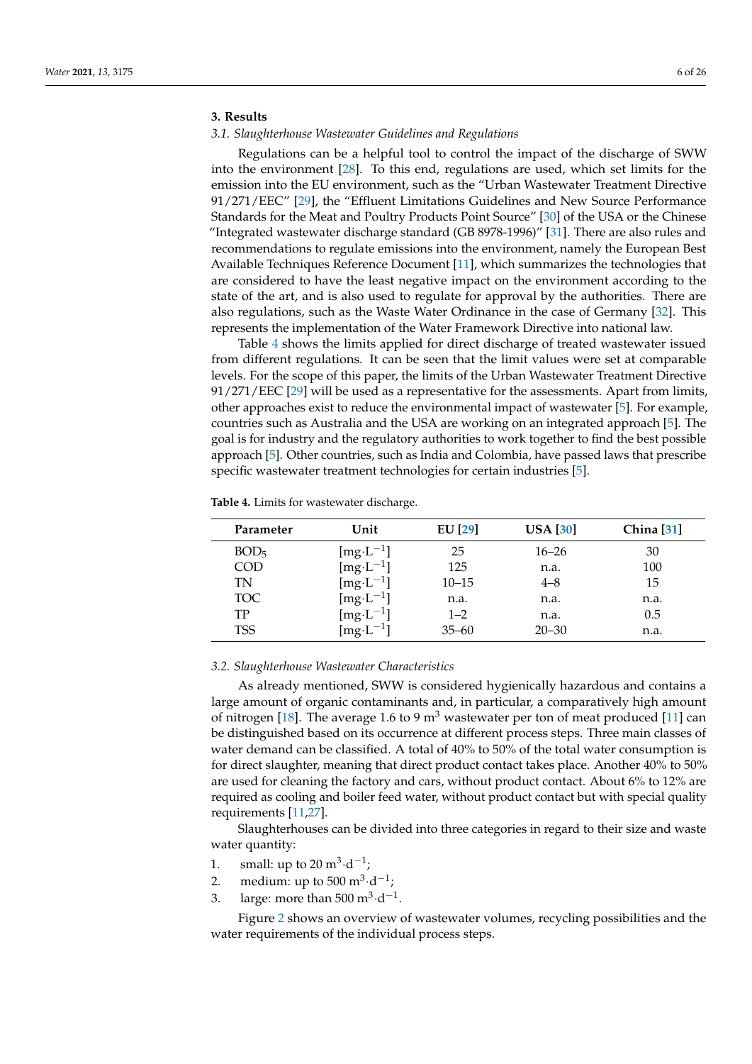## 3. Results

### 3.1. Slaughterhouse Wastewater Guidelines and Regulations

Regulations can be a helpful tool to control the impact of the discharge of SWW into the environment [28]. To this end, regulations are used, which set limits for the emission into the EU environment, such as the "Urban Wastewater Treatment Directive 91/271/EEC" [29], the "Effluent Limitations Guidelines and New Source Performance Standards for the Meat and Poultry Products Point Source" [30] of the USA or the Chinese "Integrated wastewater discharge standard (GB 8978-1996)" [31]. There are also rules and recommendations to regulate emissions into the environment, namely the European Best Available Techniques Reference Document [11], which summarizes the technologies that are considered to have the least negative impact on the environment according to the state of the art, and is also used to regulate for approval by the authorities. There are also regulations, such as the Waste Water Ordinance in the case of Germany [32]. This represents the implementation of the Water Framework Directive into national law.

Table 4 shows the limits applied for direct discharge of treated wastewater issued from different regulations. It can be seen that the limit values were set at comparable levels. For the scope of this paper, the limits of the Urban Wastewater Treatment Directive 91/271/EEC [29] will be used as a representative for the assessments. Apart from limits, other approaches exist to reduce the environmental impact of wastewater [5]. For example, countries such as Australia and the USA are working on an integrated approach [5]. The goal is for industry and the regulatory authorities to work together to find the best possible approach [5]. Other countries, such as India and Colombia, have passed laws that prescribe specific wastewater treatment technologies for certain industries [5].

**Table 4.** Limits for wastewater discharge.

| Parameter | Unit | EU [29] | USA [30] | China [31] |
|---|---|---|---|---|
| $BOD_5$ | $[mg \cdot L^{-1}]$ | 25 | 16–26 | 30 |
| COD | $[mg \cdot L^{-1}]$ | 125 | n.a. | 100 |
| TN | $[mg \cdot L^{-1}]$ | 10–15 | 4–8 | 15 |
| TOC | $[mg \cdot L^{-1}]$ | n.a. | n.a. | n.a. |
| TP | $[mg \cdot L^{-1}]$ | 1–2 | n.a. | 0.5 |
| TSS | $[mg \cdot L^{-1}]$ | 35–60 | 20–30 | n.a. |

### 3.2. Slaughterhouse Wastewater Characteristics

As already mentioned, SWW is considered hygienically hazardous and contains a large amount of organic contaminants and, in particular, a comparatively high amount of nitrogen [18]. The average 1.6 to 9 $m^3$ wastewater per ton of meat produced [11] can be distinguished based on its occurrence at different process steps. Three main classes of water demand can be classified. A total of 40% to 50% of the total water consumption is for direct slaughter, meaning that direct product contact takes place. Another 40% to 50% are used for cleaning the factory and cars, without product contact. About 6% to 12% are required as cooling and boiler feed water, without product contact but with special quality requirements [11,27].

Slaughterhouses can be divided into three categories in regard to their size and waste water quantity:

1. small: up to 20 $m^3 \cdot d^{-1}$;
2. medium: up to 500 $m^3 \cdot d^{-1}$;
3. large: more than 500 $m^3 \cdot d^{-1}$.

Figure 2 shows an overview of wastewater volumes, recycling possibilities and the water requirements of the individual process steps.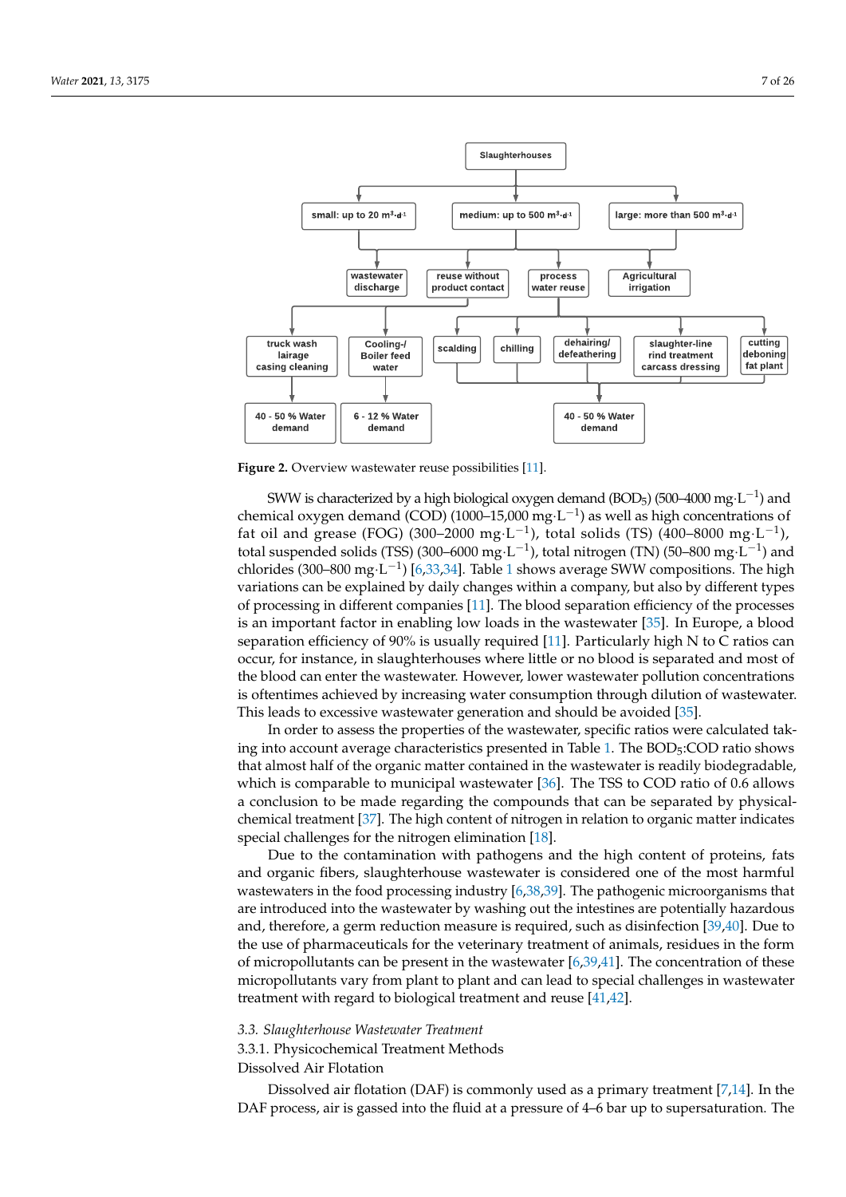**Figure 2.** Overview wastewater reuse possibilities [11].

SWW is characterized by a high biological oxygen demand ($BOD_5$) (500–4000 $mg \cdot L^{-1}$) and chemical oxygen demand (COD) (1000–15,000 $mg \cdot L^{-1}$) as well as high concentrations of fat oil and grease (FOG) (300–2000 $mg \cdot L^{-1}$), total solids (TS) (400–8000 $mg \cdot L^{-1}$), total suspended solids (TSS) (300–6000 $mg \cdot L^{-1}$), total nitrogen (TN) (50–800 $mg \cdot L^{-1}$) and chlorides (300–800 $mg \cdot L^{-1}$) [6,33,34]. Table 1 shows average SWW compositions. The high variations can be explained by daily changes within a company, but also by different types of processing in different companies [11]. The blood separation efficiency of the processes is an important factor in enabling low loads in the wastewater [35]. In Europe, a blood separation efficiency of 90% is usually required [11]. Particularly high N to C ratios can occur, for instance, in slaughterhouses where little or no blood is separated and most of the blood can enter the wastewater. However, lower wastewater pollution concentrations is oftentimes achieved by increasing water consumption through dilution of wastewater. This leads to excessive wastewater generation and should be avoided [35].

In order to assess the properties of the wastewater, specific ratios were calculated taking into account average characteristics presented in Table 1. The $BOD_5$:COD ratio shows that almost half of the organic matter contained in the wastewater is readily biodegradable, which is comparable to municipal wastewater [36]. The TSS to COD ratio of 0.6 allows a conclusion to be made regarding the compounds that can be separated by physical-chemical treatment [37]. The high content of nitrogen in relation to organic matter indicates special challenges for the nitrogen elimination [18].

Due to the contamination with pathogens and the high content of proteins, fats and organic fibers, slaughterhouse wastewater is considered one of the most harmful wastewaters in the food processing industry [6,38,39]. The pathogenic microorganisms that are introduced into the wastewater by washing out the intestines are potentially hazardous and, therefore, a germ reduction measure is required, such as disinfection [39,40]. Due to the use of pharmaceuticals for the veterinary treatment of animals, residues in the form of micropollutants can be present in the wastewater [6,39,41]. The concentration of these micropollutants vary from plant to plant and can lead to special challenges in wastewater treatment with regard to biological treatment and reuse [41,42].

### 3.3. *Slaughterhouse Wastewater Treatment*

#### 3.3.1. Physicochemical Treatment Methods

##### Dissolved Air Flotation

Dissolved air flotation (DAF) is commonly used as a primary treatment [7,14]. In the DAF process, air is gassed into the fluid at a pressure of 4–6 bar up to supersaturation. The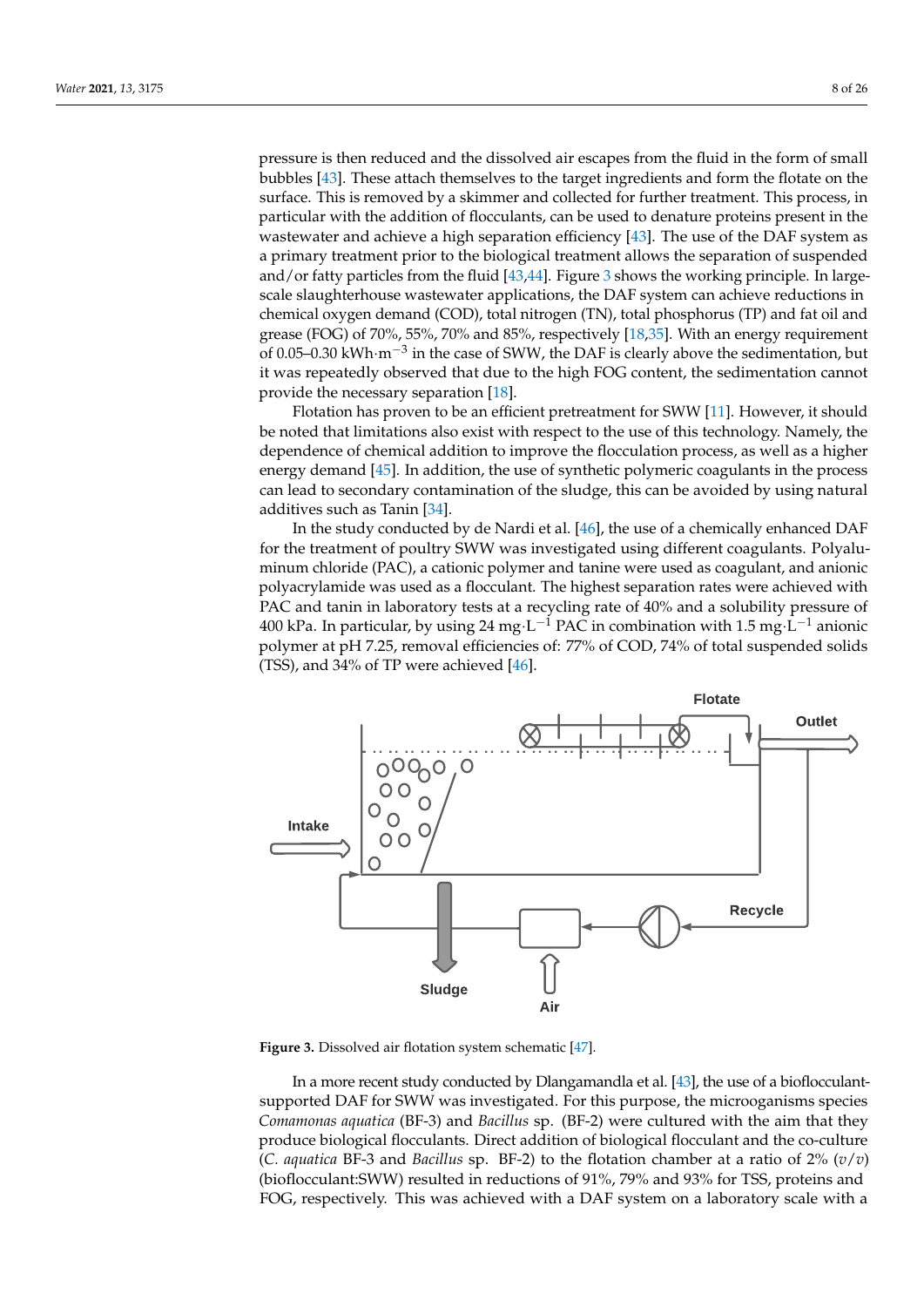pressure is then reduced and the dissolved air escapes from the fluid in the form of small bubbles [43]. These attach themselves to the target ingredients and form the flotate on the surface. This is removed by a skimmer and collected for further treatment. This process, in particular with the addition of flocculants, can be used to denature proteins present in the wastewater and achieve a high separation efficiency [43]. The use of the DAF system as a primary treatment prior to the biological treatment allows the separation of suspended and/or fatty particles from the fluid [43,44]. Figure 3 shows the working principle. In large-scale slaughterhouse wastewater applications, the DAF system can achieve reductions in chemical oxygen demand (COD), total nitrogen (TN), total phosphorus (TP) and fat oil and grease (FOG) of 70%, 55%, 70% and 85%, respectively [18,35]. With an energy requirement of 0.05–0.30 $kWh \cdot m^{-3}$ in the case of SWW, the DAF is clearly above the sedimentation, but it was repeatedly observed that due to the high FOG content, the sedimentation cannot provide the necessary separation [18].

Flotation has proven to be an efficient pretreatment for SWW [11]. However, it should be noted that limitations also exist with respect to the use of this technology. Namely, the dependence of chemical addition to improve the flocculation process, as well as a higher energy demand [45]. In addition, the use of synthetic polymeric coagulants in the process can lead to secondary contamination of the sludge, this can be avoided by using natural additives such as Tanin [34].

In the study conducted by de Nardi et al. [46], the use of a chemically enhanced DAF for the treatment of poultry SWW was investigated using different coagulants. Polyaluminum chloride (PAC), a cationic polymer and tanine were used as coagulant, and anionic polyacrylamide was used as a flocculant. The highest separation rates were achieved with PAC and tanin in laboratory tests at a recycling rate of 40% and a solubility pressure of 400 kPa. In particular, by using 24 $mg \cdot L^{-1}$ PAC in combination with 1.5 $mg \cdot L^{-1}$ anionic polymer at pH 7.25, removal efficiencies of: 77% of COD, 74% of total suspended solids (TSS), and 34% of TP were achieved [46].

**Figure 3.** Dissolved air flotation system schematic [47].

In a more recent study conducted by Dlangamandla et al. [43], the use of a bioflocculant-supported DAF for SWW was investigated. For this purpose, the microorganisms species *Comamonas aquatica* (BF-3) and *Bacillus* sp. (BF-2) were cultured with the aim that they produce biological flocculants. Direct addition of biological flocculant and the co-culture (*C. aquatica* BF-3 and *Bacillus* sp. BF-2) to the flotation chamber at a ratio of 2% ($v/v$) (bioflocculant:SWW) resulted in reductions of 91%, 79% and 93% for TSS, proteins and FOG, respectively. This was achieved with a DAF system on a laboratory scale with a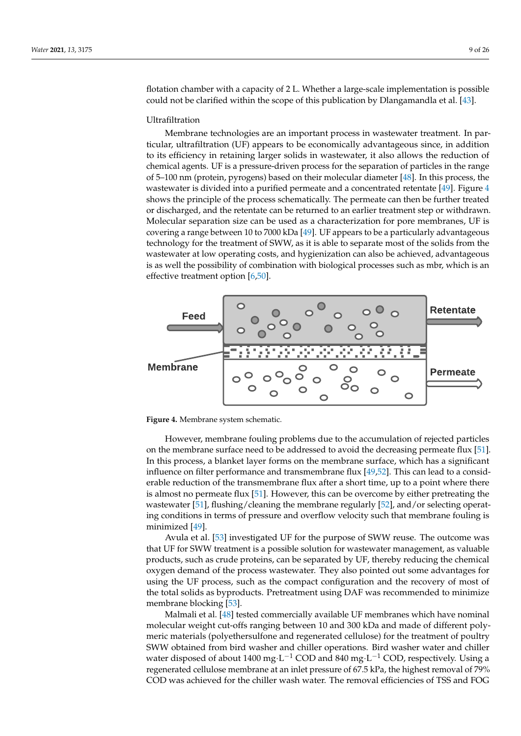flotation chamber with a capacity of 2 L. Whether a large-scale implementation is possible could not be clarified within the scope of this publication by Dlangamandla et al. [43].

Ultrafiltration

Membrane technologies are an important process in wastewater treatment. In particular, ultrafiltration (UF) appears to be economically advantageous since, in addition to its efficiency in retaining larger solids in wastewater, it also allows the reduction of chemical agents. UF is a pressure-driven process for the separation of particles in the range of 5–100 nm (protein, pyrogens) based on their molecular diameter [48]. In this process, the wastewater is divided into a purified permeate and a concentrated retentate [49]. Figure 4 shows the principle of the process schematically. The permeate can then be further treated or discharged, and the retentate can be returned to an earlier treatment step or withdrawn. Molecular separation size can be used as a characterization for pore membranes, UF is covering a range between 10 to 7000 kDa [49]. UF appears to be a particularly advantageous technology for the treatment of SWW, as it is able to separate most of the solids from the wastewater at low operating costs, and hygienization can also be achieved, advantageous is as well the possibility of combination with biological processes such as mbr, which is an effective treatment option [6,50].

**Figure 4.** Membrane system schematic.

However, membrane fouling problems due to the accumulation of rejected particles on the membrane surface need to be addressed to avoid the decreasing permeate flux [51]. In this process, a blanket layer forms on the membrane surface, which has a significant influence on filter performance and transmembrane flux [49,52]. This can lead to a considerable reduction of the transmembrane flux after a short time, up to a point where there is almost no permeate flux [51]. However, this can be overcome by either pretreating the wastewater [51], flushing/cleaning the membrane regularly [52], and/or selecting operating conditions in terms of pressure and overflow velocity such that membrane fouling is minimized [49].

Avula et al. [53] investigated UF for the purpose of SWW reuse. The outcome was that UF for SWW treatment is a possible solution for wastewater management, as valuable products, such as crude proteins, can be separated by UF, thereby reducing the chemical oxygen demand of the process wastewater. They also pointed out some advantages for using the UF process, such as the compact configuration and the recovery of most of the total solids as byproducts. Pretreatment using DAF was recommended to minimize membrane blocking [53].

Malmali et al. [48] tested commercially available UF membranes which have nominal molecular weight cut-offs ranging between 10 and 300 kDa and made of different polymeric materials (polyethersulfone and regenerated cellulose) for the treatment of poultry SWW obtained from bird washer and chiller operations. Bird washer water and chiller water disposed of about 1400 mg·L$^{-1}$ COD and 840 mg·L$^{-1}$ COD, respectively. Using a regenerated cellulose membrane at an inlet pressure of 67.5 kPa, the highest removal of 79% COD was achieved for the chiller wash water. The removal efficiencies of TSS and FOG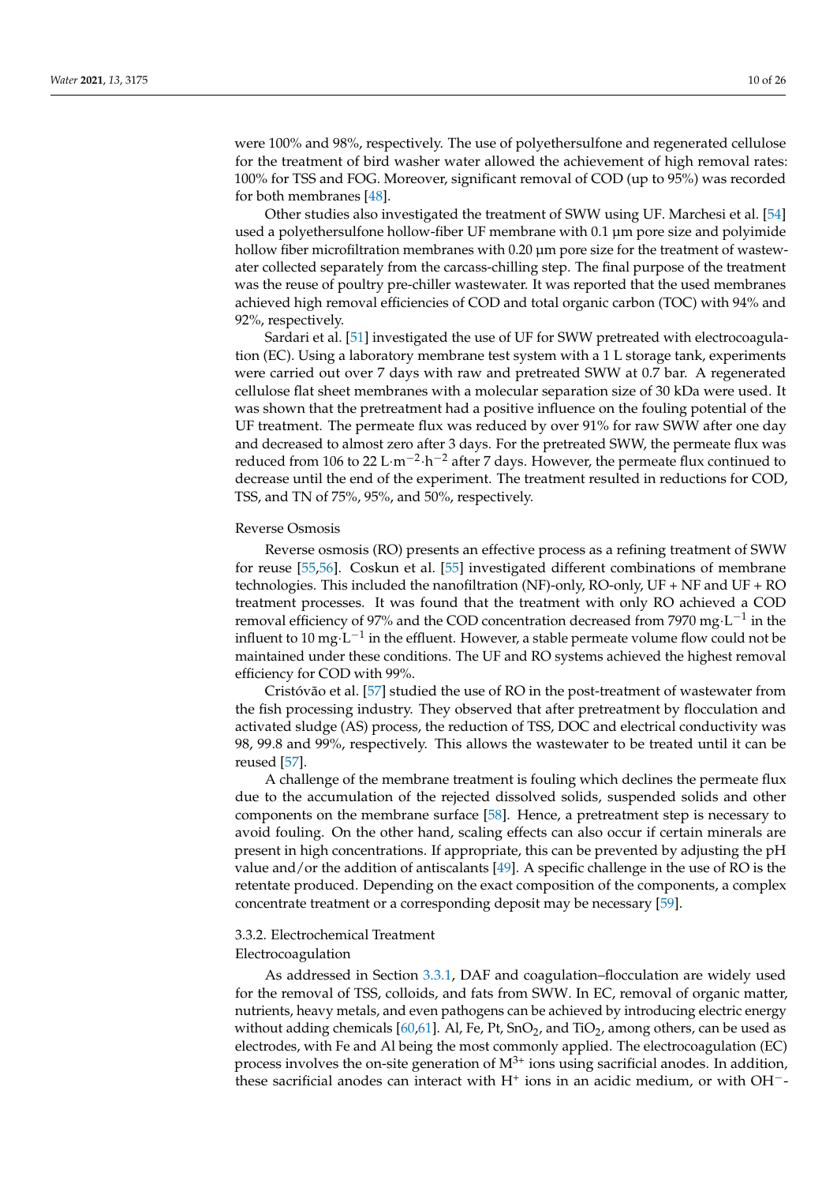were 100% and 98%, respectively. The use of polyethersulfone and regenerated cellulose for the treatment of bird washer water allowed the achievement of high removal rates: 100% for TSS and FOG. Moreover, significant removal of COD (up to 95%) was recorded for both membranes [48].

Other studies also investigated the treatment of SWW using UF. Marchesi et al. [54] used a polyethersulfone hollow-fiber UF membrane with 0.1 µm pore size and polyimide hollow fiber microfiltration membranes with 0.20 µm pore size for the treatment of wastewater collected separately from the carcass-chilling step. The final purpose of the treatment was the reuse of poultry pre-chiller wastewater. It was reported that the used membranes achieved high removal efficiencies of COD and total organic carbon (TOC) with 94% and 92%, respectively.

Sardari et al. [51] investigated the use of UF for SWW pretreated with electrocoagulation (EC). Using a laboratory membrane test system with a 1 L storage tank, experiments were carried out over 7 days with raw and pretreated SWW at 0.7 bar. A regenerated cellulose flat sheet membranes with a molecular separation size of 30 kDa were used. It was shown that the pretreatment had a positive influence on the fouling potential of the UF treatment. The permeate flux was reduced by over 91% for raw SWW after one day and decreased to almost zero after 3 days. For the pretreated SWW, the permeate flux was reduced from 106 to 22 $L \cdot m^{-2} \cdot h^{-2}$ after 7 days. However, the permeate flux continued to decrease until the end of the experiment. The treatment resulted in reductions for COD, TSS, and TN of 75%, 95%, and 50%, respectively.

Reverse Osmosis

Reverse osmosis (RO) presents an effective process as a refining treatment of SWW for reuse [55,56]. Coskun et al. [55] investigated different combinations of membrane technologies. This included the nanofiltration (NF)-only, RO-only, UF + NF and UF + RO treatment processes. It was found that the treatment with only RO achieved a COD removal efficiency of 97% and the COD concentration decreased from 7970 $mg \cdot L^{-1}$ in the influent to 10 $mg \cdot L^{-1}$ in the effluent. However, a stable permeate volume flow could not be maintained under these conditions. The UF and RO systems achieved the highest removal efficiency for COD with 99%.

Cristóvão et al. [57] studied the use of RO in the post-treatment of wastewater from the fish processing industry. They observed that after pretreatment by flocculation and activated sludge (AS) process, the reduction of TSS, DOC and electrical conductivity was 98, 99.8 and 99%, respectively. This allows the wastewater to be treated until it can be reused [57].

A challenge of the membrane treatment is fouling which declines the permeate flux due to the accumulation of the rejected dissolved solids, suspended solids and other components on the membrane surface [58]. Hence, a pretreatment step is necessary to avoid fouling. On the other hand, scaling effects can also occur if certain minerals are present in high concentrations. If appropriate, this can be prevented by adjusting the pH value and/or the addition of antiscalants [49]. A specific challenge in the use of RO is the retentate produced. Depending on the exact composition of the components, a complex concentrate treatment or a corresponding deposit may be necessary [59].

### 3.3.2. Electrochemical Treatment

Electrocoagulation

As addressed in Section 3.3.1, DAF and coagulation–flocculation are widely used for the removal of TSS, colloids, and fats from SWW. In EC, removal of organic matter, nutrients, heavy metals, and even pathogens can be achieved by introducing electric energy without adding chemicals [60,61]. Al, Fe, Pt, $SnO_2$, and $TiO_2$, among others, can be used as electrodes, with Fe and Al being the most commonly applied. The electrocoagulation (EC) process involves the on-site generation of $M^{3+}$ ions using sacrificial anodes. In addition, these sacrificial anodes can interact with $H^+$ ions in an acidic medium, or with $OH^-$-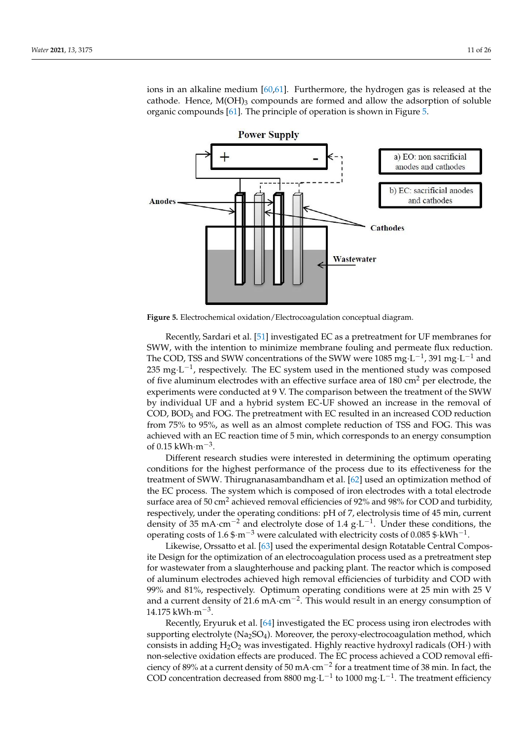ions in an alkaline medium [60,61]. Furthermore, the hydrogen gas is released at the cathode. Hence, $M(OH)_3$ compounds are formed and allow the adsorption of soluble organic compounds [61]. The principle of operation is shown in Figure 5.

**Figure 5.** Electrochemical oxidation/Electrocoagulation conceptual diagram.

Recently, Sardari et al. [51] investigated EC as a pretreatment for UF membranes for SWW, with the intention to minimize membrane fouling and permeate flux reduction. The COD, TSS and SWW concentrations of the SWW were 1085 $mg \cdot L^{-1}$, 391 $mg \cdot L^{-1}$ and 235 $mg \cdot L^{-1}$, respectively. The EC system used in the mentioned study was composed of five aluminum electrodes with an effective surface area of 180 $cm^2$ per electrode, the experiments were conducted at 9 V. The comparison between the treatment of the SWW by individual UF and a hybrid system EC-UF showed an increase in the removal of COD, $BOD_5$ and FOG. The pretreatment with EC resulted in an increased COD reduction from 75% to 95%, as well as an almost complete reduction of TSS and FOG. This was achieved with an EC reaction time of 5 min, which corresponds to an energy consumption of 0.15 $kWh \cdot m^{-3}$.

Different research studies were interested in determining the optimum operating conditions for the highest performance of the process due to its effectiveness for the treatment of SWW. Thirugnanasambandham et al. [62] used an optimization method of the EC process. The system which is composed of iron electrodes with a total electrode surface area of 50 $cm^2$ achieved removal efficiencies of 92% and 98% for COD and turbidity, respectively, under the operating conditions: pH of 7, electrolysis time of 45 min, current density of 35 $mA \cdot cm^{-2}$ and electrolyte dose of 1.4 $g \cdot L^{-1}$. Under these conditions, the operating costs of 1.6 $\$ \cdot m^{-3}$ were calculated with electricity costs of 0.085 $\$ \cdot kWh^{-1}$.

Likewise, Orssatto et al. [63] used the experimental design Rotatable Central Composite Design for the optimization of an electrocoagulation process used as a pretreatment step for wastewater from a slaughterhouse and packing plant. The reactor which is composed of aluminum electrodes achieved high removal efficiencies of turbidity and COD with 99% and 81%, respectively. Optimum operating conditions were at 25 min with 25 V and a current density of 21.6 $mA \cdot cm^{-2}$. This would result in an energy consumption of 14.175 $kWh \cdot m^{-3}$.

Recently, Eryuruk et al. [64] investigated the EC process using iron electrodes with supporting electrolyte ($Na_2SO_4$). Moreover, the peroxy-electrocoagulation method, which consists in adding $H_2O_2$ was investigated. Highly reactive hydroxyl radicals ($OH\cdot$) with non-selective oxidation effects are produced. The EC process achieved a COD removal efficiency of 89% at a current density of 50 $mA \cdot cm^{-2}$ for a treatment time of 38 min. In fact, the COD concentration decreased from 8800 $mg \cdot L^{-1}$ to 1000 $mg \cdot L^{-1}$. The treatment efficiency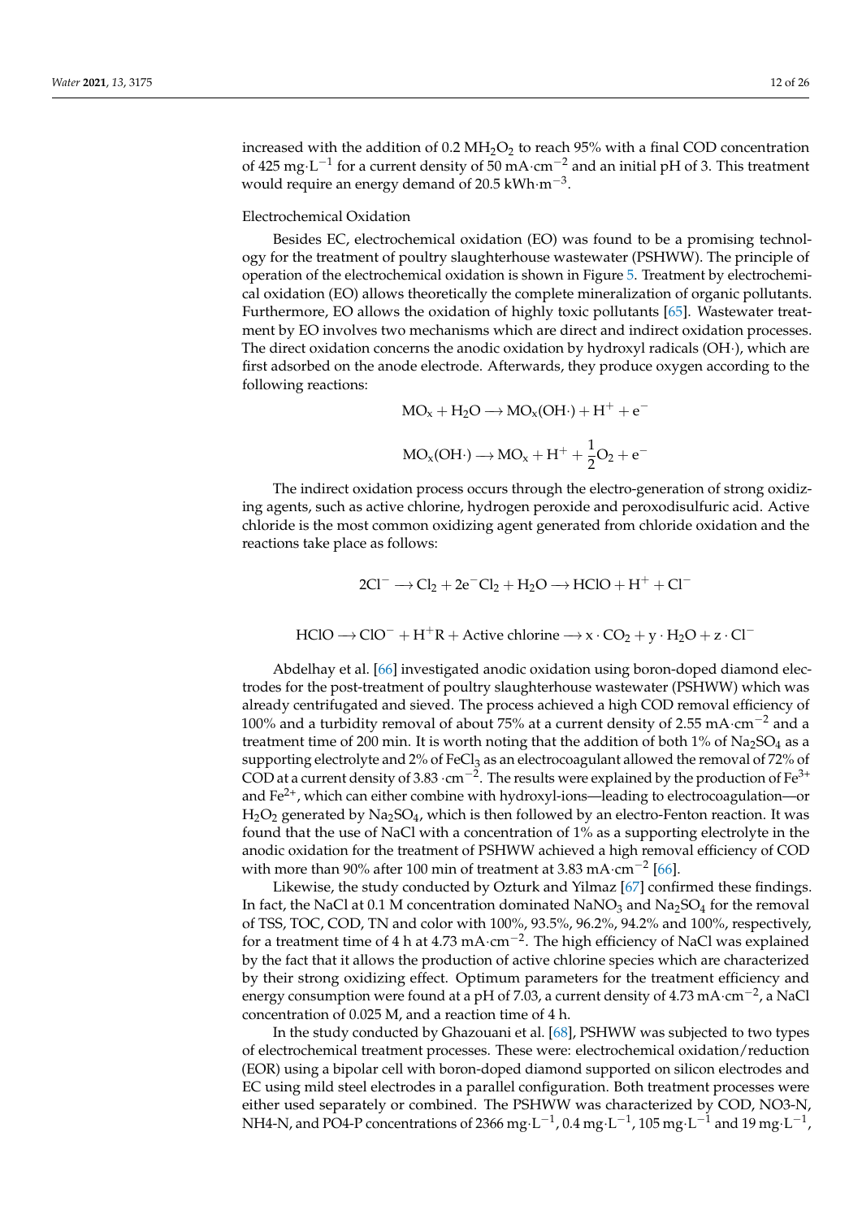increased with the addition of 0.2 $MH_2O_2$ to reach 95% with a final COD concentration of 425 $mg \cdot L^{-1}$ for a current density of 50 $mA \cdot cm^{-2}$ and an initial pH of 3. This treatment would require an energy demand of 20.5 $kWh \cdot m^{-3}$.

Electrochemical Oxidation

Besides EC, electrochemical oxidation (EO) was found to be a promising technology for the treatment of poultry slaughterhouse wastewater (PSHWW). The principle of operation of the electrochemical oxidation is shown in Figure 5. Treatment by electrochemical oxidation (EO) allows theoretically the complete mineralization of organic pollutants. Furthermore, EO allows the oxidation of highly toxic pollutants [65]. Wastewater treatment by EO involves two mechanisms which are direct and indirect oxidation processes. The direct oxidation concerns the anodic oxidation by hydroxyl radicals ($OH\cdot$), which are first adsorbed on the anode electrode. Afterwards, they produce oxygen according to the following reactions:

$$MO_x + H_2O \longrightarrow MO_x(OH\cdot) + H^+ + e^-$$

$$MO_x(OH\cdot) \longrightarrow MO_x + H^+ + \frac{1}{2}O_2 + e^-$$

The indirect oxidation process occurs through the electro-generation of strong oxidizing agents, such as active chlorine, hydrogen peroxide and peroxodisulfuric acid. Active chloride is the most common oxidizing agent generated from chloride oxidation and the reactions take place as follows:

$$2Cl^- \longrightarrow Cl_2 + 2e^- Cl_2 + H_2O \longrightarrow HClO + H^+ + Cl^-$$

$$HClO \longrightarrow ClO^- + H^+ R + \text{Active chlorine} \longrightarrow x \cdot CO_2 + y \cdot H_2O + z \cdot Cl^-$$

Abdelhay et al. [66] investigated anodic oxidation using boron-doped diamond electrodes for the post-treatment of poultry slaughterhouse wastewater (PSHWW) which was already centrifugated and sieved. The process achieved a high COD removal efficiency of 100% and a turbidity removal of about 75% at a current density of 2.55 $mA \cdot cm^{-2}$ and a treatment time of 200 min. It is worth noting that the addition of both 1% of $Na_2SO_4$ as a supporting electrolyte and 2% of $FeCl_3$ as an electrocoagulant allowed the removal of 72% of COD at a current density of 3.83 $\cdot cm^{-2}$. The results were explained by the production of $Fe^{3+}$ and $Fe^{2+}$, which can either combine with hydroxyl-ions—leading to electrocoagulation—or $H_2O_2$ generated by $Na_2SO_4$, which is then followed by an electro-Fenton reaction. It was found that the use of NaCl with a concentration of 1% as a supporting electrolyte in the anodic oxidation for the treatment of PSHWW achieved a high removal efficiency of COD with more than 90% after 100 min of treatment at 3.83 $mA \cdot cm^{-2}$ [66].

Likewise, the study conducted by Ozturk and Yilmaz [67] confirmed these findings. In fact, the NaCl at 0.1 M concentration dominated $NaNO_3$ and $Na_2SO_4$ for the removal of TSS, TOC, COD, TN and color with 100%, 93.5%, 96.2%, 94.2% and 100%, respectively, for a treatment time of 4 h at 4.73 $mA \cdot cm^{-2}$. The high efficiency of NaCl was explained by the fact that it allows the production of active chlorine species which are characterized by their strong oxidizing effect. Optimum parameters for the treatment efficiency and energy consumption were found at a pH of 7.03, a current density of 4.73 $mA \cdot cm^{-2}$, a NaCl concentration of 0.025 M, and a reaction time of 4 h.

In the study conducted by Ghazouani et al. [68], PSHWW was subjected to two types of electrochemical treatment processes. These were: electrochemical oxidation/reduction (EOR) using a bipolar cell with boron-doped diamond supported on silicon electrodes and EC using mild steel electrodes in a parallel configuration. Both treatment processes were either used separately or combined. The PSHWW was characterized by COD, NO3-N, NH4-N, and PO4-P concentrations of 2366 $mg \cdot L^{-1}$, 0.4 $mg \cdot L^{-1}$, 105 $mg \cdot L^{-1}$ and 19 $mg \cdot L^{-1}$,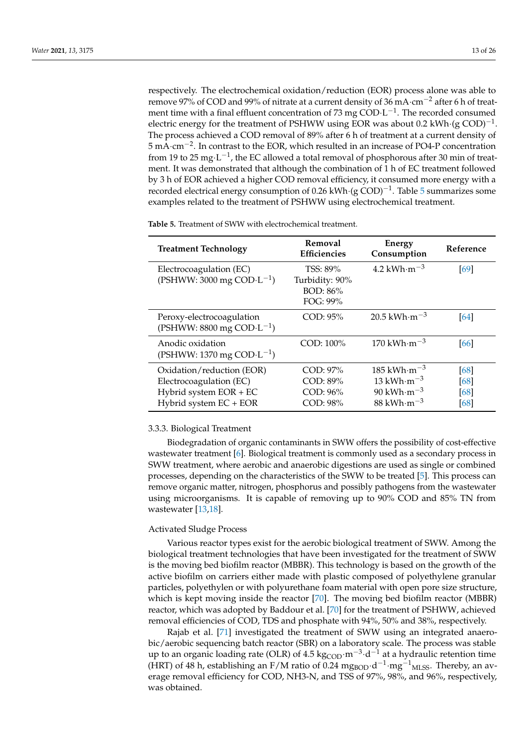respectively. The electrochemical oxidation/reduction (EOR) process alone was able to remove 97% of COD and 99% of nitrate at a current density of 36 $mA \cdot cm^{-2}$ after 6 h of treatment time with a final effluent concentration of 73 $mg\ COD \cdot L^{-1}$. The recorded consumed electric energy for the treatment of PSHWW using EOR was about 0.2 $kWh \cdot (g\ COD)^{-1}$. The process achieved a COD removal of 89% after 6 h of treatment at a current density of 5 $mA \cdot cm^{-2}$. In contrast to the EOR, which resulted in an increase of PO4-P concentration from 19 to 25 $mg \cdot L^{-1}$, the EC allowed a total removal of phosphorous after 30 min of treatment. It was demonstrated that although the combination of 1 h of EC treatment followed by 3 h of EOR achieved a higher COD removal efficiency, it consumed more energy with a recorded electrical energy consumption of 0.26 $kWh \cdot (g\ COD)^{-1}$. Table 5 summarizes some examples related to the treatment of PSHWW using electrochemical treatment.

**Table 5.** Treatment of SWW with electrochemical treatment.

| Treatment Technology | Removal Efficiencies | Energy Consumption | Reference |
|---|---|---|---|
| Electrocoagulation (EC) (PSHWW: 3000 $mg\ COD \cdot L^{-1}$) | TSS: 89% Turbidity: 90% BOD: 86% FOG: 99% | 4.2 $kWh \cdot m^{-3}$ | [69] |
| Peroxy-electrocoagulation (PSHWW: 8800 $mg\ COD \cdot L^{-1}$) | COD: 95% | 20.5 $kWh \cdot m^{-3}$ | [64] |
| Anodic oxidation (PSHWW: 1370 $mg\ COD \cdot L^{-1}$) | COD: 100% | 170 $kWh \cdot m^{-3}$ | [66] |
| Oxidation/reduction (EOR) | COD: 97% | 185 $kWh \cdot m^{-3}$ | [68] |
| Electrocoagulation (EC) | COD: 89% | 13 $kWh \cdot m^{-3}$ | [68] |
| Hybrid system EOR + EC | COD: 96% | 90 $kWh \cdot m^{-3}$ | [68] |
| Hybrid system EC + EOR | COD: 98% | 88 $kWh \cdot m^{-3}$ | [68] |

### 3.3.3. Biological Treatment

Biodegradation of organic contaminants in SWW offers the possibility of cost-effective wastewater treatment [6]. Biological treatment is commonly used as a secondary process in SWW treatment, where aerobic and anaerobic digestions are used as single or combined processes, depending on the characteristics of the SWW to be treated [5]. This process can remove organic matter, nitrogen, phosphorus and possibly pathogens from the wastewater using microorganisms. It is capable of removing up to 90% COD and 85% TN from wastewater [13,18].

#### Activated Sludge Process

Various reactor types exist for the aerobic biological treatment of SWW. Among the biological treatment technologies that have been investigated for the treatment of SWW is the moving bed biofilm reactor (MBBR). This technology is based on the growth of the active biofilm on carriers either made with plastic composed of polyethylene granular particles, polyethylen or with polyurethane foam material with open pore size structure, which is kept moving inside the reactor [70]. The moving bed biofilm reactor (MBBR) reactor, which was adopted by Baddour et al. [70] for the treatment of PSHWW, achieved removal efficiencies of COD, TDS and phosphate with 94%, 50% and 38%, respectively.

Rajab et al. [71] investigated the treatment of SWW using an integrated anaerobic/aerobic sequencing batch reactor (SBR) on a laboratory scale. The process was stable up to an organic loading rate (OLR) of 4.5 $kg_{COD} \cdot m^{-3} \cdot d^{-1}$ at a hydraulic retention time (HRT) of 48 h, establishing an F/M ratio of 0.24 $mg_{BOD} \cdot d^{-1} \cdot mg^{-1}{}_{MLSS}$. Thereby, an average removal efficiency for COD, NH3-N, and TSS of 97%, 98%, and 96%, respectively, was obtained.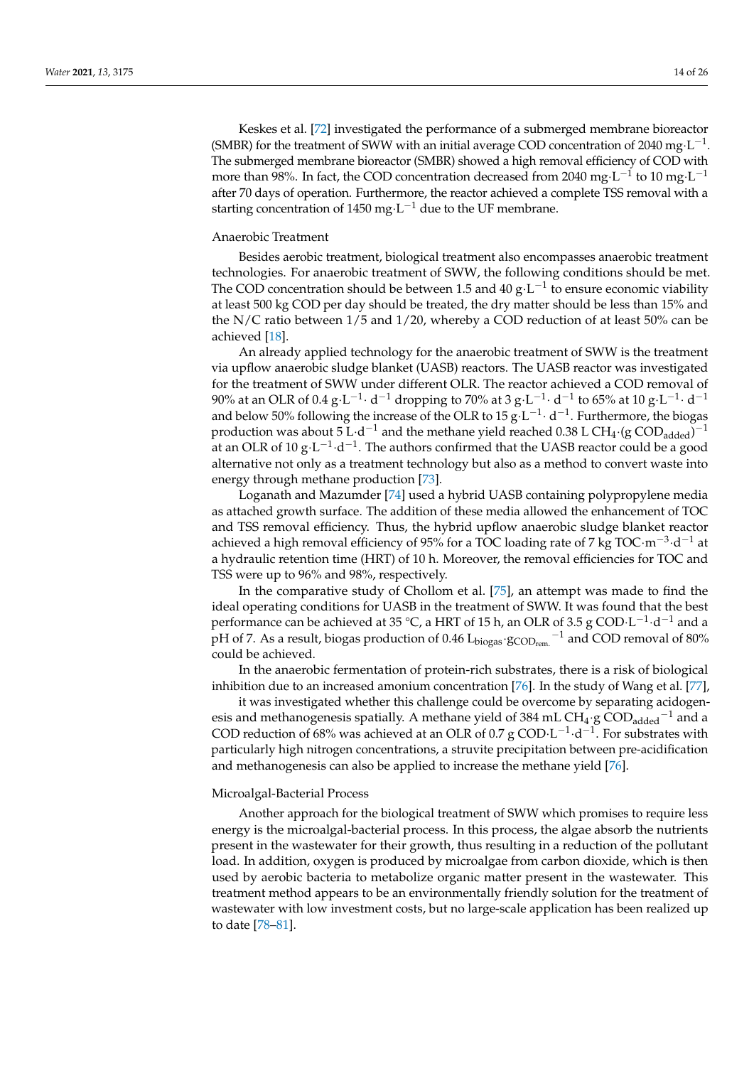Keskes et al. [72] investigated the performance of a submerged membrane bioreactor (SMBR) for the treatment of SWW with an initial average COD concentration of 2040 $mg \cdot L^{-1}$. The submerged membrane bioreactor (SMBR) showed a high removal efficiency of COD with more than 98%. In fact, the COD concentration decreased from 2040 $mg \cdot L^{-1}$ to 10 $mg \cdot L^{-1}$ after 70 days of operation. Furthermore, the reactor achieved a complete TSS removal with a starting concentration of 1450 $mg \cdot L^{-1}$ due to the UF membrane.

Anaerobic Treatment

Besides aerobic treatment, biological treatment also encompasses anaerobic treatment technologies. For anaerobic treatment of SWW, the following conditions should be met. The COD concentration should be between 1.5 and 40 $g \cdot L^{-1}$ to ensure economic viability at least 500 kg COD per day should be treated, the dry matter should be less than 15% and the N/C ratio between 1/5 and 1/20, whereby a COD reduction of at least 50% can be achieved [18].

An already applied technology for the anaerobic treatment of SWW is the treatment via upflow anaerobic sludge blanket (UASB) reactors. The UASB reactor was investigated for the treatment of SWW under different OLR. The reactor achieved a COD removal of 90% at an OLR of 0.4 $g \cdot L^{-1} \cdot d^{-1}$ dropping to 70% at 3 $g \cdot L^{-1} \cdot d^{-1}$ to 65% at 10 $g \cdot L^{-1} \cdot d^{-1}$ and below 50% following the increase of the OLR to 15 $g \cdot L^{-1} \cdot d^{-1}$. Furthermore, the biogas production was about 5 $L \cdot d^{-1}$ and the methane yield reached 0.38 L $CH_4 \cdot (g\ COD_{added})^{-1}$ at an OLR of 10 $g \cdot L^{-1} \cdot d^{-1}$. The authors confirmed that the UASB reactor could be a good alternative not only as a treatment technology but also as a method to convert waste into energy through methane production [73].

Loganath and Mazumder [74] used a hybrid UASB containing polypropylene media as attached growth surface. The addition of these media allowed the enhancement of TOC and TSS removal efficiency. Thus, the hybrid upflow anaerobic sludge blanket reactor achieved a high removal efficiency of 95% for a TOC loading rate of 7 kg $TOC \cdot m^{-3} \cdot d^{-1}$ at a hydraulic retention time (HRT) of 10 h. Moreover, the removal efficiencies for TOC and TSS were up to 96% and 98%, respectively.

In the comparative study of Chollom et al. [75], an attempt was made to find the ideal operating conditions for UASB in the treatment of SWW. It was found that the best performance can be achieved at 35 °C, a HRT of 15 h, an OLR of 3.5 g $COD \cdot L^{-1} \cdot d^{-1}$ and a pH of 7. As a result, biogas production of 0.46 $L_{biogas} \cdot g_{COD_{rem.}}{}^{-1}$ and COD removal of 80% could be achieved.

In the anaerobic fermentation of protein-rich substrates, there is a risk of biological inhibition due to an increased amonium concentration [76]. In the study of Wang et al. [77], it was investigated whether this challenge could be overcome by separating acidogenesis and methanogenesis spatially. A methane yield of 384 mL $CH_4 \cdot g\ COD_{added}{}^{-1}$ and a COD reduction of 68% was achieved at an OLR of 0.7 g $COD \cdot L^{-1} \cdot d^{-1}$. For substrates with particularly high nitrogen concentrations, a struvite precipitation between pre-acidification and methanogenesis can also be applied to increase the methane yield [76].

Microalgal-Bacterial Process

Another approach for the biological treatment of SWW which promises to require less energy is the microalgal-bacterial process. In this process, the algae absorb the nutrients present in the wastewater for their growth, thus resulting in a reduction of the pollutant load. In addition, oxygen is produced by microalgae from carbon dioxide, which is then used by aerobic bacteria to metabolize organic matter present in the wastewater. This treatment method appears to be an environmentally friendly solution for the treatment of wastewater with low investment costs, but no large-scale application has been realized up to date [78–81].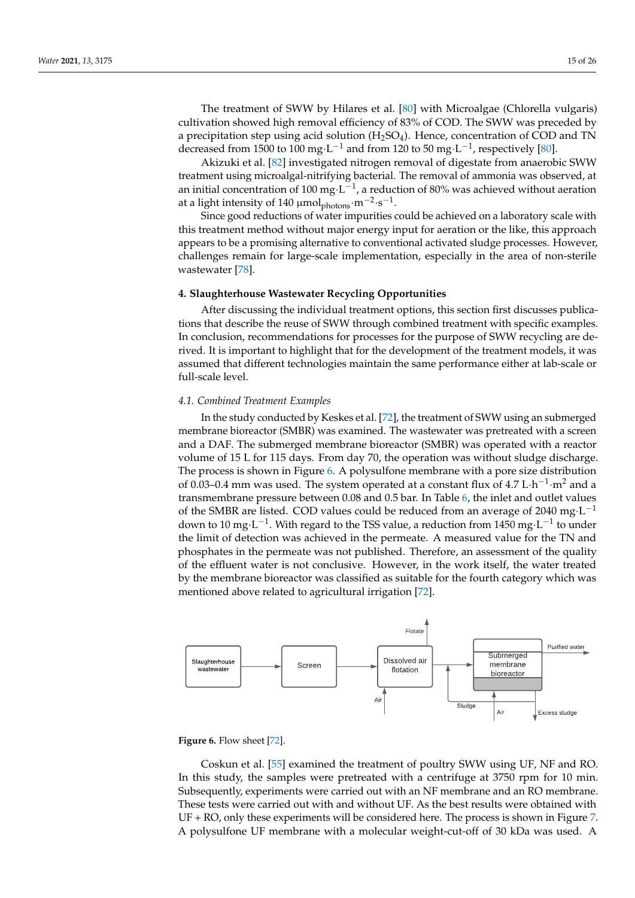The treatment of SWW by Hilares et al. [80] with Microalgae (Chlorella vulgaris) cultivation showed high removal efficiency of 83% of COD. The SWW was preceded by a precipitation step using acid solution ($H_2SO_4$). Hence, concentration of COD and TN decreased from 1500 to 100 mg·L$^{-1}$ and from 120 to 50 mg·L$^{-1}$, respectively [80].

Akizuki et al. [82] investigated nitrogen removal of digestate from anaerobic SWW treatment using microalgal-nitrifying bacterial. The removal of ammonia was observed, at an initial concentration of 100 mg·L$^{-1}$, a reduction of 80% was achieved without aeration at a light intensity of 140 μmol$_{\text{photons}}$·m$^{-2}$·s$^{-1}$.

Since good reductions of water impurities could be achieved on a laboratory scale with this treatment method without major energy input for aeration or the like, this approach appears to be a promising alternative to conventional activated sludge processes. However, challenges remain for large-scale implementation, especially in the area of non-sterile wastewater [78].

## 4. Slaughterhouse Wastewater Recycling Opportunities

After discussing the individual treatment options, this section first discusses publications that describe the reuse of SWW through combined treatment with specific examples. In conclusion, recommendations for processes for the purpose of SWW recycling are derived. It is important to highlight that for the development of the treatment models, it was assumed that different technologies maintain the same performance either at lab-scale or full-scale level.

### 4.1. Combined Treatment Examples

In the study conducted by Keskes et al. [72], the treatment of SWW using an submerged membrane bioreactor (SMBR) was examined. The wastewater was pretreated with a screen and a DAF. The submerged membrane bioreactor (SMBR) was operated with a reactor volume of 15 L for 115 days. From day 70, the operation was without sludge discharge. The process is shown in Figure 6. A polysulfone membrane with a pore size distribution of 0.03–0.4 mm was used. The system operated at a constant flux of 4.7 L·h$^{-1}$·m$^2$ and a transmembrane pressure between 0.08 and 0.5 bar. In Table 6, the inlet and outlet values of the SMBR are listed. COD values could be reduced from an average of 2040 mg·L$^{-1}$ down to 10 mg·L$^{-1}$. With regard to the TSS value, a reduction from 1450 mg·L$^{-1}$ to under the limit of detection was achieved in the permeate. A measured value for the TN and phosphates in the permeate was not published. Therefore, an assessment of the quality of the effluent water is not conclusive. However, in the work itself, the water treated by the membrane bioreactor was classified as suitable for the fourth category which was mentioned above related to agricultural irrigation [72].

**Figure 6.** Flow sheet [72].

Coskun et al. [55] examined the treatment of poultry SWW using UF, NF and RO. In this study, the samples were pretreated with a centrifuge at 3750 rpm for 10 min. Subsequently, experiments were carried out with an NF membrane and an RO membrane. These tests were carried out with and without UF. As the best results were obtained with UF + RO, only these experiments will be considered here. The process is shown in Figure 7. A polysulfone UF membrane with a molecular weight-cut-off of 30 kDa was used. A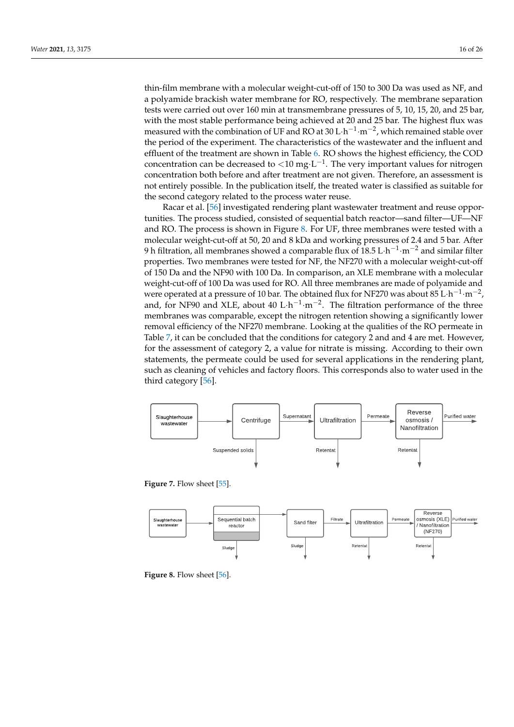thin-film membrane with a molecular weight-cut-off of 150 to 300 Da was used as NF, and a polyamide brackish water membrane for RO, respectively. The membrane separation tests were carried out over 160 min at transmembrane pressures of 5, 10, 15, 20, and 25 bar, with the most stable performance being achieved at 20 and 25 bar. The highest flux was measured with the combination of UF and RO at 30 $L \cdot h^{-1} \cdot m^{-2}$, which remained stable over the period of the experiment. The characteristics of the wastewater and the influent and effluent of the treatment are shown in Table 6. RO shows the highest efficiency, the COD concentration can be decreased to $<10$ $mg \cdot L^{-1}$. The very important values for nitrogen concentration both before and after treatment are not given. Therefore, an assessment is not entirely possible. In the publication itself, the treated water is classified as suitable for the second category related to the process water reuse.

Racar et al. [56] investigated rendering plant wastewater treatment and reuse opportunities. The process studied, consisted of sequential batch reactor—sand filter—UF—NF and RO. The process is shown in Figure 8. For UF, three membranes were tested with a molecular weight-cut-off at 50, 20 and 8 kDa and working pressures of 2.4 and 5 bar. After 9 h filtration, all membranes showed a comparable flux of 18.5 $L \cdot h^{-1} \cdot m^{-2}$ and similar filter properties. Two membranes were tested for NF, the NF270 with a molecular weight-cut-off of 150 Da and the NF90 with 100 Da. In comparison, an XLE membrane with a molecular weight-cut-off of 100 Da was used for RO. All three membranes are made of polyamide and were operated at a pressure of 10 bar. The obtained flux for NF270 was about 85 $L \cdot h^{-1} \cdot m^{-2}$, and, for NF90 and XLE, about 40 $L \cdot h^{-1} \cdot m^{-2}$. The filtration performance of the three membranes was comparable, except the nitrogen retention showing a significantly lower removal efficiency of the NF270 membrane. Looking at the qualities of the RO permeate in Table 7, it can be concluded that the conditions for category 2 and and 4 are met. However, for the assessment of category 2, a value for nitrate is missing. According to their own statements, the permeate could be used for several applications in the rendering plant, such as cleaning of vehicles and factory floors. This corresponds also to water used in the third category [56].

Slaughterhouse wastewater → Centrifuge → Supernatant → Ultrafiltration → Permeate → Reverse osmosis / Nanofiltration → Purified water

Centrifuge → Suspended solids; Ultrafiltration → Retentat; Reverse osmosis / Nanofiltration → Retentat

**Figure 7.** Flow sheet [55].

Slaughterhouse wastewater → Sequential batch reactor → Sand filter → Filtrate → Ultrafiltration → Permeate → Reverse osmosis (XLE) / Nanofiltration (NF270) → Purified water

Sequential batch reactor → Sludge; Sand filter → Sludge; Ultrafiltration → Retentat; Reverse osmosis (XLE) / Nanofiltration (NF270) → Retentat

**Figure 8.** Flow sheet [56].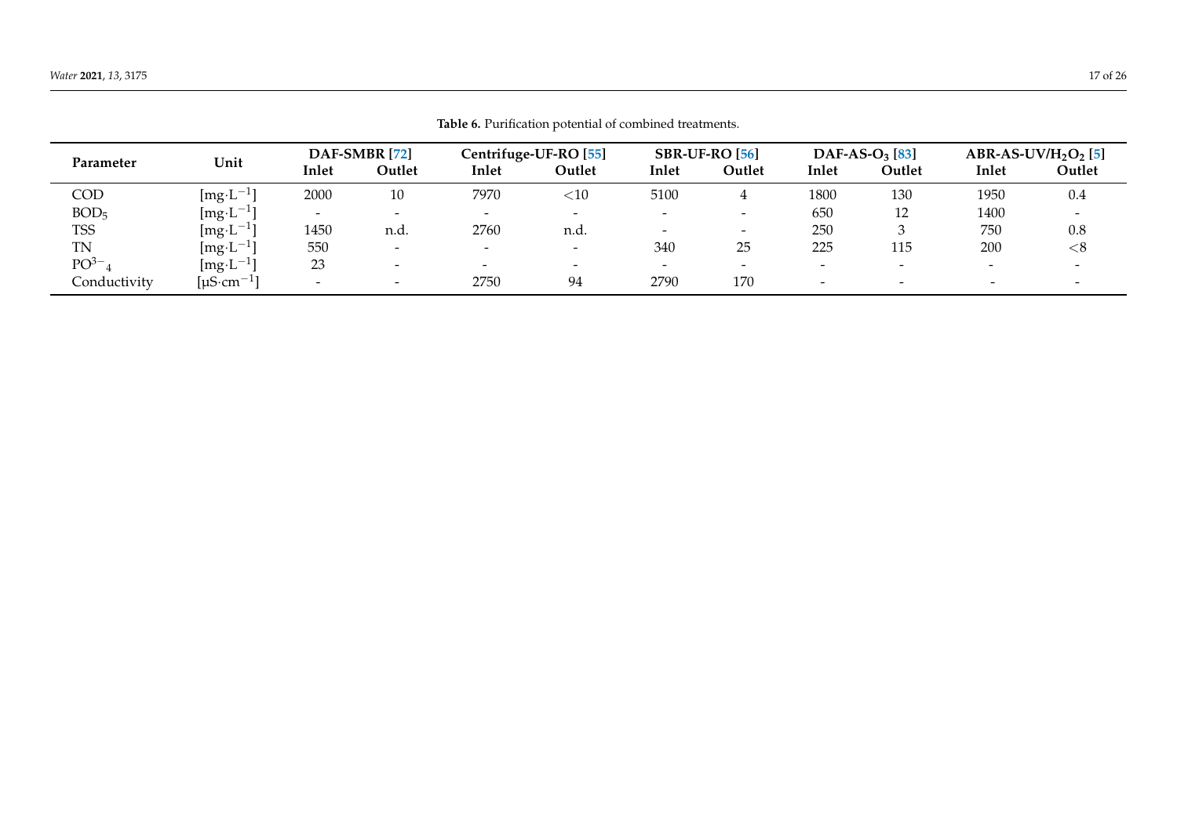**Table 6.** Purification potential of combined treatments.

| Parameter | Unit | DAF-SMBR [72] | | Centrifuge-UF-RO [55] | | SBR-UF-RO [56] | | DAF-AS-$O_3$ [83] | | ABR-AS-UV/$H_2O_2$ [5] | |
|---|---|---|---|---|---|---|---|---|---|---|---|
| | | Inlet | Outlet | Inlet | Outlet | Inlet | Outlet | Inlet | Outlet | Inlet | Outlet |
| COD | [$mg \cdot L^{-1}$] | 2000 | 10 | 7970 | $<10$ | 5100 | 4 | 1800 | 130 | 1950 | 0.4 |
| $BOD_5$ | [$mg \cdot L^{-1}$] | - | - | - | - | - | - | 650 | 12 | 1400 | - |
| TSS | [$mg \cdot L^{-1}$] | 1450 | n.d. | 2760 | n.d. | - | - | 250 | 3 | 750 | 0.8 |
| TN | [$mg \cdot L^{-1}$] | 550 | - | - | - | 340 | 25 | 225 | 115 | 200 | $<8$ |
| $PO^{3-}{}_4$ | [$mg \cdot L^{-1}$] | 23 | - | - | - | - | - | - | - | - | - |
| Conductivity | [$\mu S \cdot cm^{-1}$] | - | - | 2750 | 94 | 2790 | 170 | - | - | - | - |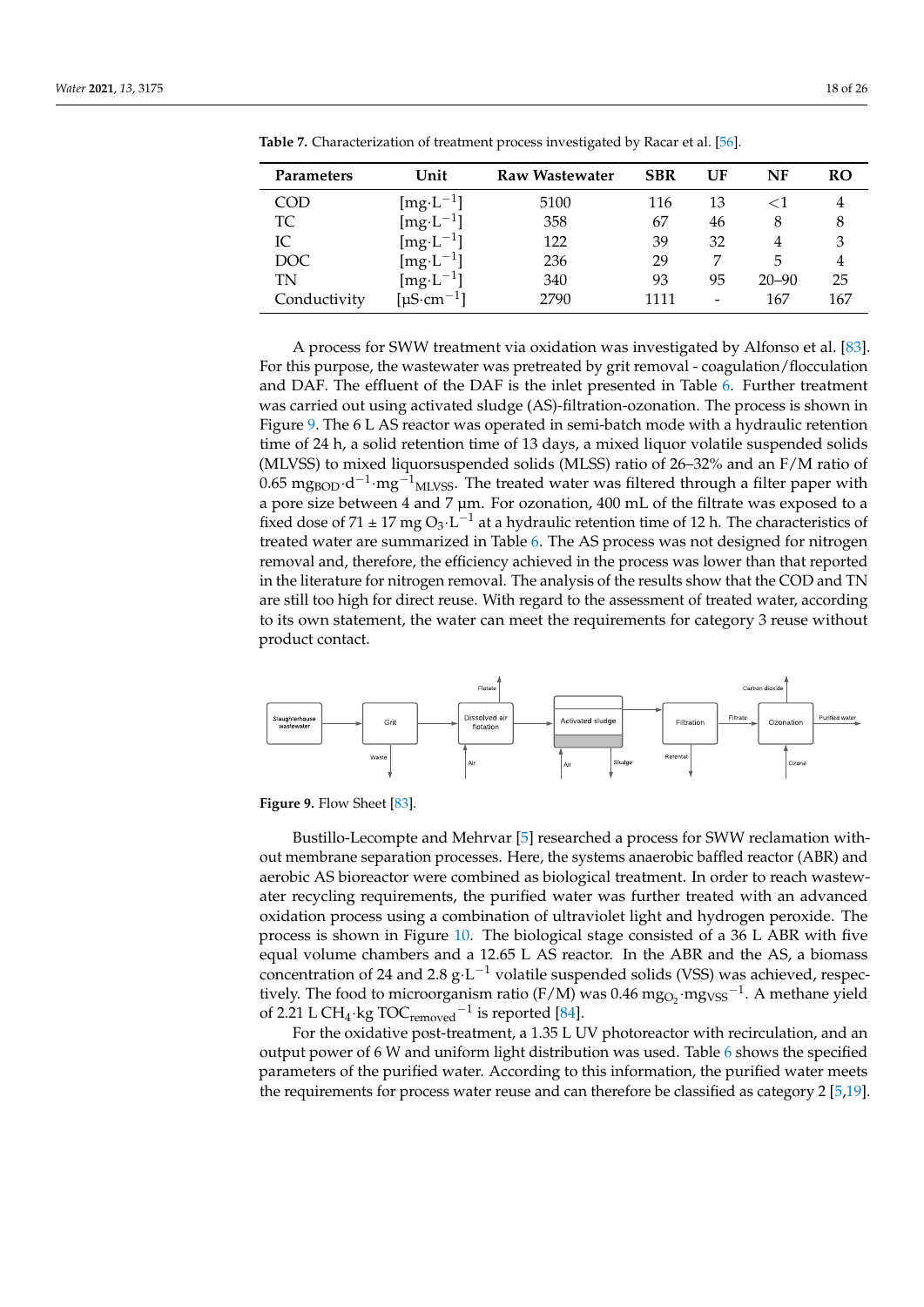**Table 7.** Characterization of treatment process investigated by Racar et al. [56].

| Parameters | Unit | Raw Wastewater | SBR | UF | NF | RO |
|---|---|---|---|---|---|---|
| COD | $[mg \cdot L^{-1}]$ | 5100 | 116 | 13 | <1 | 4 |
| TC | $[mg \cdot L^{-1}]$ | 358 | 67 | 46 | 8 | 8 |
| IC | $[mg \cdot L^{-1}]$ | 122 | 39 | 32 | 4 | 3 |
| DOC | $[mg \cdot L^{-1}]$ | 236 | 29 | 7 | 5 | 4 |
| TN | $[mg \cdot L^{-1}]$ | 340 | 93 | 95 | 20–90 | 25 |
| Conductivity | $[\mu S \cdot cm^{-1}]$ | 2790 | 1111 | - | 167 | 167 |

A process for SWW treatment via oxidation was investigated by Alfonso et al. [83]. For this purpose, the wastewater was pretreated by grit removal - coagulation/flocculation and DAF. The effluent of the DAF is the inlet presented in Table 6. Further treatment was carried out using activated sludge (AS)-filtration-ozonation. The process is shown in Figure 9. The 6 L AS reactor was operated in semi-batch mode with a hydraulic retention time of 24 h, a solid retention time of 13 days, a mixed liquor volatile suspended solids (MLVSS) to mixed liquorsuspended solids (MLSS) ratio of 26–32% and an F/M ratio of 0.65 $mg_{BOD} \cdot d^{-1} \cdot mg^{-1}{}_{MLVSS}$. The treated water was filtered through a filter paper with a pore size between 4 and 7 µm. For ozonation, 400 mL of the filtrate was exposed to a fixed dose of 71 ± 17 mg $O_3 \cdot L^{-1}$ at a hydraulic retention time of 12 h. The characteristics of treated water are summarized in Table 6. The AS process was not designed for nitrogen removal and, therefore, the efficiency achieved in the process was lower than that reported in the literature for nitrogen removal. The analysis of the results show that the COD and TN are still too high for direct reuse. With regard to the assessment of treated water, according to its own statement, the water can meet the requirements for category 3 reuse without product contact.

**Figure 9.** Flow Sheet [83].

Bustillo-Lecompte and Mehrvar [5] researched a process for SWW reclamation without membrane separation processes. Here, the systems anaerobic baffled reactor (ABR) and aerobic AS bioreactor were combined as biological treatment. In order to reach wastewater recycling requirements, the purified water was further treated with an advanced oxidation process using a combination of ultraviolet light and hydrogen peroxide. The process is shown in Figure 10. The biological stage consisted of a 36 L ABR with five equal volume chambers and a 12.65 L AS reactor. In the ABR and the AS, a biomass concentration of 24 and 2.8 $g \cdot L^{-1}$ volatile suspended solids (VSS) was achieved, respectively. The food to microorganism ratio (F/M) was 0.46 $mg_{O_2} \cdot mg_{VSS}{}^{-1}$. A methane yield of 2.21 L $CH_4 \cdot kg\ TOC_{removed}{}^{-1}$ is reported [84].

For the oxidative post-treatment, a 1.35 L UV photoreactor with recirculation, and an output power of 6 W and uniform light distribution was used. Table 6 shows the specified parameters of the purified water. According to this information, the purified water meets the requirements for process water reuse and can therefore be classified as category 2 [5,19].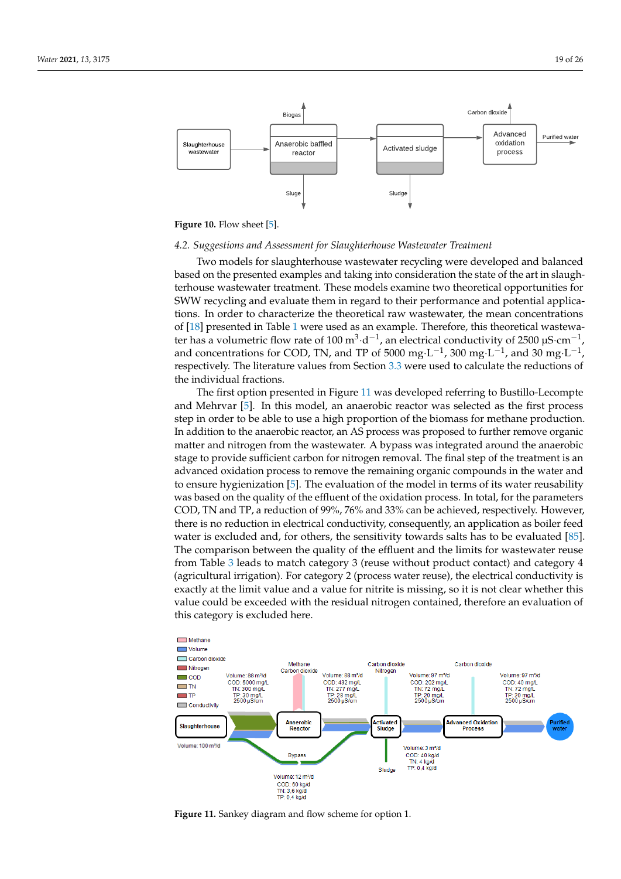**Figure 10.** Flow sheet [5].

### 4.2. Suggestions and Assessment for Slaughterhouse Wastewater Treatment

Two models for slaughterhouse wastewater recycling were developed and balanced based on the presented examples and taking into consideration the state of the art in slaughterhouse wastewater treatment. These models examine two theoretical opportunities for SWW recycling and evaluate them in regard to their performance and potential applications. In order to characterize the theoretical raw wastewater, the mean concentrations of [18] presented in Table 1 were used as an example. Therefore, this theoretical wastewater has a volumetric flow rate of 100 $m^3 \cdot d^{-1}$, an electrical conductivity of 2500 $\mu S \cdot cm^{-1}$, and concentrations for COD, TN, and TP of 5000 $mg \cdot L^{-1}$, 300 $mg \cdot L^{-1}$, and 30 $mg \cdot L^{-1}$, respectively. The literature values from Section 3.3 were used to calculate the reductions of the individual fractions.

The first option presented in Figure 11 was developed referring to Bustillo-Lecompte and Mehrvar [5]. In this model, an anaerobic reactor was selected as the first process step in order to be able to use a high proportion of the biomass for methane production. In addition to the anaerobic reactor, an AS process was proposed to further remove organic matter and nitrogen from the wastewater. A bypass was integrated around the anaerobic stage to provide sufficient carbon for nitrogen removal. The final step of the treatment is an advanced oxidation process to remove the remaining organic compounds in the water and to ensure hygienization [5]. The evaluation of the model in terms of its water reusability was based on the quality of the effluent of the oxidation process. In total, for the parameters COD, TN and TP, a reduction of 99%, 76% and 33% can be achieved, respectively. However, there is no reduction in electrical conductivity, consequently, an application as boiler feed water is excluded and, for others, the sensitivity towards salts has to be evaluated [85]. The comparison between the quality of the effluent and the limits for wastewater reuse from Table 3 leads to match category 3 (reuse without product contact) and category 4 (agricultural irrigation). For category 2 (process water reuse), the electrical conductivity is exactly at the limit value and a value for nitrite is missing, so it is not clear whether this value could be exceeded with the residual nitrogen contained, therefore an evaluation of this category is excluded here.

**Figure 11.** Sankey diagram and flow scheme for option 1.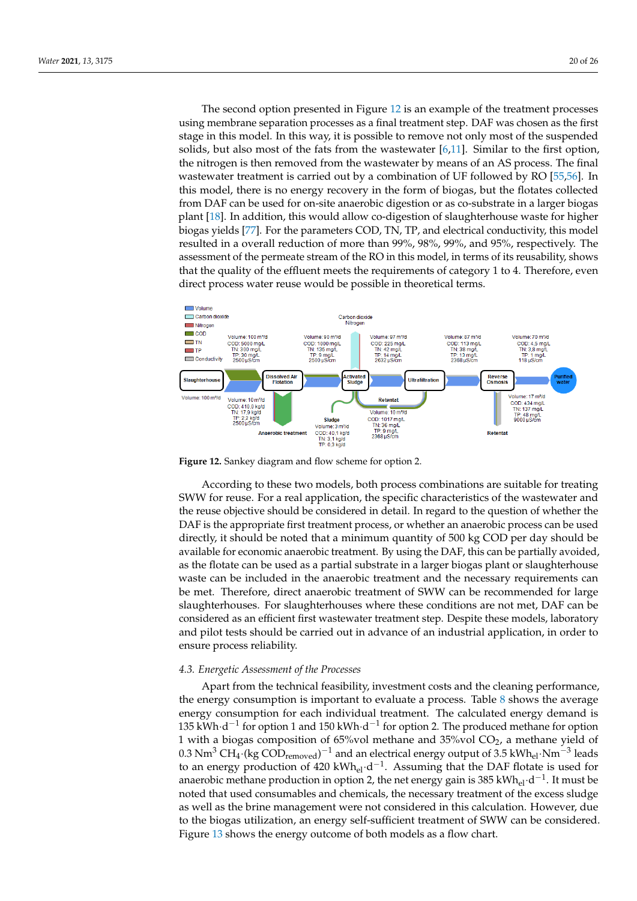The second option presented in Figure 12 is an example of the treatment processes using membrane separation processes as a final treatment step. DAF was chosen as the first stage in this model. In this way, it is possible to remove not only most of the suspended solids, but also most of the fats from the wastewater [6,11]. Similar to the first option, the nitrogen is then removed from the wastewater by means of an AS process. The final wastewater treatment is carried out by a combination of UF followed by RO [55,56]. In this model, there is no energy recovery in the form of biogas, but the flotates collected from DAF can be used for on-site anaerobic digestion or as co-substrate in a larger biogas plant [18]. In addition, this would allow co-digestion of slaughterhouse waste for higher biogas yields [77]. For the parameters COD, TN, TP, and electrical conductivity, this model resulted in a overall reduction of more than 99%, 98%, 99%, and 95%, respectively. The assessment of the permeate stream of the RO in this model, in terms of its reusability, shows that the quality of the effluent meets the requirements of category 1 to 4. Therefore, even direct process water reuse would be possible in theoretical terms.

**Figure 12.** Sankey diagram and flow scheme for option 2.

According to these two models, both process combinations are suitable for treating SWW for reuse. For a real application, the specific characteristics of the wastewater and the reuse objective should be considered in detail. In regard to the question of whether the DAF is the appropriate first treatment process, or whether an anaerobic process can be used directly, it should be noted that a minimum quantity of 500 kg COD per day should be available for economic anaerobic treatment. By using the DAF, this can be partially avoided, as the flotate can be used as a partial substrate in a larger biogas plant or slaughterhouse waste can be included in the anaerobic treatment and the necessary requirements can be met. Therefore, direct anaerobic treatment of SWW can be recommended for large slaughterhouses. For slaughterhouses where these conditions are not met, DAF can be considered as an efficient first wastewater treatment step. Despite these models, laboratory and pilot tests should be carried out in advance of an industrial application, in order to ensure process reliability.

### *4.3. Energetic Assessment of the Processes*

Apart from the technical feasibility, investment costs and the cleaning performance, the energy consumption is important to evaluate a process. Table 8 shows the average energy consumption for each individual treatment. The calculated energy demand is 135 $kWh \cdot d^{-1}$ for option 1 and 150 $kWh \cdot d^{-1}$ for option 2. The produced methane for option 1 with a biogas composition of 65%vol methane and 35%vol $CO_2$, a methane yield of 0.3 $Nm^3$ $CH_4 \cdot (kg\ COD_{removed})^{-1}$ and an electrical energy output of 3.5 $kWh_{el} \cdot Nm^{-3}$ leads to an energy production of 420 $kWh_{el} \cdot d^{-1}$. Assuming that the DAF flotate is used for anaerobic methane production in option 2, the net energy gain is 385 $kWh_{el} \cdot d^{-1}$. It must be noted that used consumables and chemicals, the necessary treatment of the excess sludge as well as the brine management were not considered in this calculation. However, due to the biogas utilization, an energy self-sufficient treatment of SWW can be considered. Figure 13 shows the energy outcome of both models as a flow chart.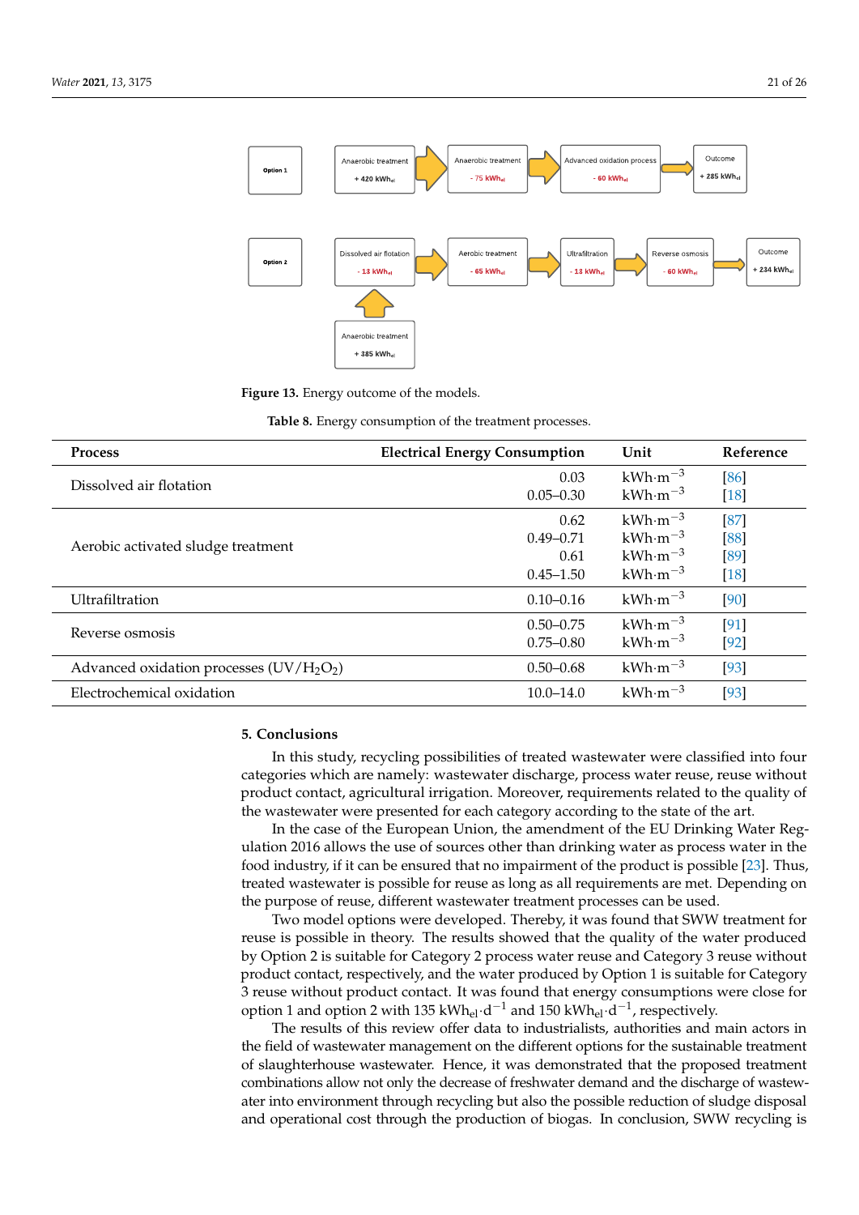Figure 13. Energy outcome of the models.

Table 8. Energy consumption of the treatment processes.

| Process | Electrical Energy Consumption | Unit | Reference |
|---|---|---|---|
| Dissolved air flotation | 0.03 | kWh·m$^{-3}$ | [86] |
| | 0.05–0.30 | kWh·m$^{-3}$ | [18] |
| Aerobic activated sludge treatment | 0.62 | kWh·m$^{-3}$ | [87] |
| | 0.49–0.71 | kWh·m$^{-3}$ | [88] |
| | 0.61 | kWh·m$^{-3}$ | [89] |
| | 0.45–1.50 | kWh·m$^{-3}$ | [18] |
| Ultrafiltration | 0.10–0.16 | kWh·m$^{-3}$ | [90] |
| Reverse osmosis | 0.50–0.75 | kWh·m$^{-3}$ | [91] |
| | 0.75–0.80 | kWh·m$^{-3}$ | [92] |
| Advanced oxidation processes (UV/$H_2O_2$) | 0.50–0.68 | kWh·m$^{-3}$ | [93] |
| Electrochemical oxidation | 10.0–14.0 | kWh·m$^{-3}$ | [93] |

## 5. Conclusions

In this study, recycling possibilities of treated wastewater were classified into four categories which are namely: wastewater discharge, process water reuse, reuse without product contact, agricultural irrigation. Moreover, requirements related to the quality of the wastewater were presented for each category according to the state of the art.

In the case of the European Union, the amendment of the EU Drinking Water Regulation 2016 allows the use of sources other than drinking water as process water in the food industry, if it can be ensured that no impairment of the product is possible [23]. Thus, treated wastewater is possible for reuse as long as all requirements are met. Depending on the purpose of reuse, different wastewater treatment processes can be used.

Two model options were developed. Thereby, it was found that SWW treatment for reuse is possible in theory. The results showed that the quality of the water produced by Option 2 is suitable for Category 2 process water reuse and Category 3 reuse without product contact, respectively, and the water produced by Option 1 is suitable for Category 3 reuse without product contact. It was found that energy consumptions were close for option 1 and option 2 with 135 $kWh_{el}·d^{-1}$ and 150 $kWh_{el}·d^{-1}$, respectively.

The results of this review offer data to industrialists, authorities and main actors in the field of wastewater management on the different options for the sustainable treatment of slaughterhouse wastewater. Hence, it was demonstrated that the proposed treatment combinations allow not only the decrease of freshwater demand and the discharge of wastewater into environment through recycling but also the possible reduction of sludge disposal and operational cost through the production of biogas. In conclusion, SWW recycling is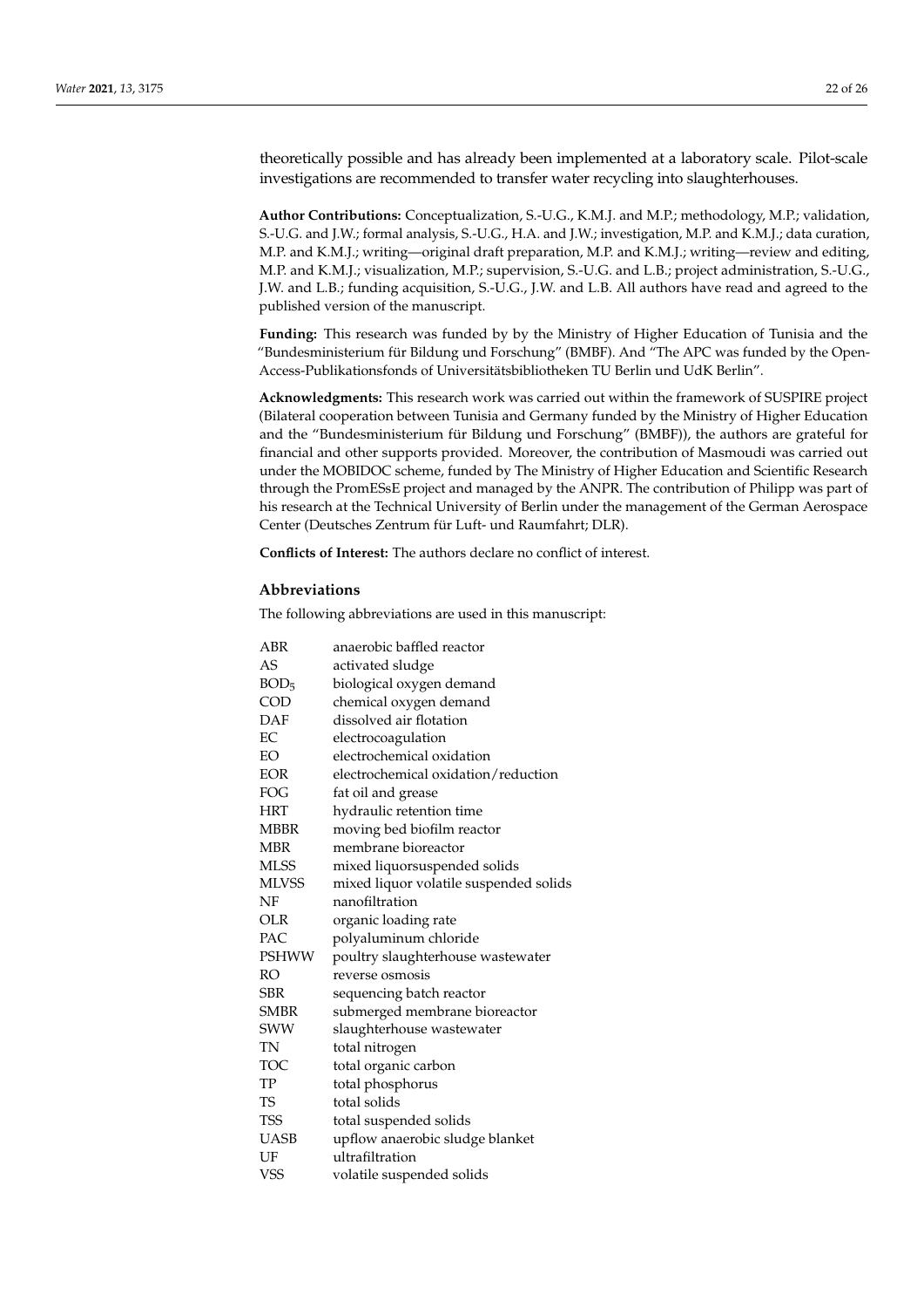theoretically possible and has already been implemented at a laboratory scale. Pilot-scale investigations are recommended to transfer water recycling into slaughterhouses.

**Author Contributions:** Conceptualization, S.-U.G., K.M.J. and M.P.; methodology, M.P.; validation, S.-U.G. and J.W.; formal analysis, S.-U.G., H.A. and J.W.; investigation, M.P. and K.M.J.; data curation, M.P. and K.M.J.; writing—original draft preparation, M.P. and K.M.J.; writing—review and editing, M.P. and K.M.J.; visualization, M.P.; supervision, S.-U.G. and L.B.; project administration, S.-U.G., J.W. and L.B.; funding acquisition, S.-U.G., J.W. and L.B. All authors have read and agreed to the published version of the manuscript.

**Funding:** This research was funded by by the Ministry of Higher Education of Tunisia and the "Bundesministerium für Bildung und Forschung" (BMBF). And "The APC was funded by the Open-Access-Publikationsfonds of Universitätsbibliotheken TU Berlin und UdK Berlin".

**Acknowledgments:** This research work was carried out within the framework of SUSPIRE project (Bilateral cooperation between Tunisia and Germany funded by the Ministry of Higher Education and the "Bundesministerium für Bildung und Forschung" (BMBF)), the authors are grateful for financial and other supports provided. Moreover, the contribution of Masmoudi was carried out under the MOBIDOC scheme, funded by The Ministry of Higher Education and Scientific Research through the PromESsE project and managed by the ANPR. The contribution of Philipp was part of his research at the Technical University of Berlin under the management of the German Aerospace Center (Deutsches Zentrum für Luft- und Raumfahrt; DLR).

**Conflicts of Interest:** The authors declare no conflict of interest.

## Abbreviations

The following abbreviations are used in this manuscript:

| | |
|---|---|
| ABR | anaerobic baffled reactor |
| AS | activated sludge |
| $BOD_5$ | biological oxygen demand |
| COD | chemical oxygen demand |
| DAF | dissolved air flotation |
| EC | electrocoagulation |
| EO | electrochemical oxidation |
| EOR | electrochemical oxidation/reduction |
| FOG | fat oil and grease |
| HRT | hydraulic retention time |
| MBBR | moving bed biofilm reactor |
| MBR | membrane bioreactor |
| MLSS | mixed liquorsuspended solids |
| MLVSS | mixed liquor volatile suspended solids |
| NF | nanofiltration |
| OLR | organic loading rate |
| PAC | polyaluminum chloride |
| PSHWW | poultry slaughterhouse wastewater |
| RO | reverse osmosis |
| SBR | sequencing batch reactor |
| SMBR | submerged membrane bioreactor |
| SWW | slaughterhouse wastewater |
| TN | total nitrogen |
| TOC | total organic carbon |
| TP | total phosphorus |
| TS | total solids |
| TSS | total suspended solids |
| UASB | upflow anaerobic sludge blanket |
| UF | ultrafiltration |
| VSS | volatile suspended solids |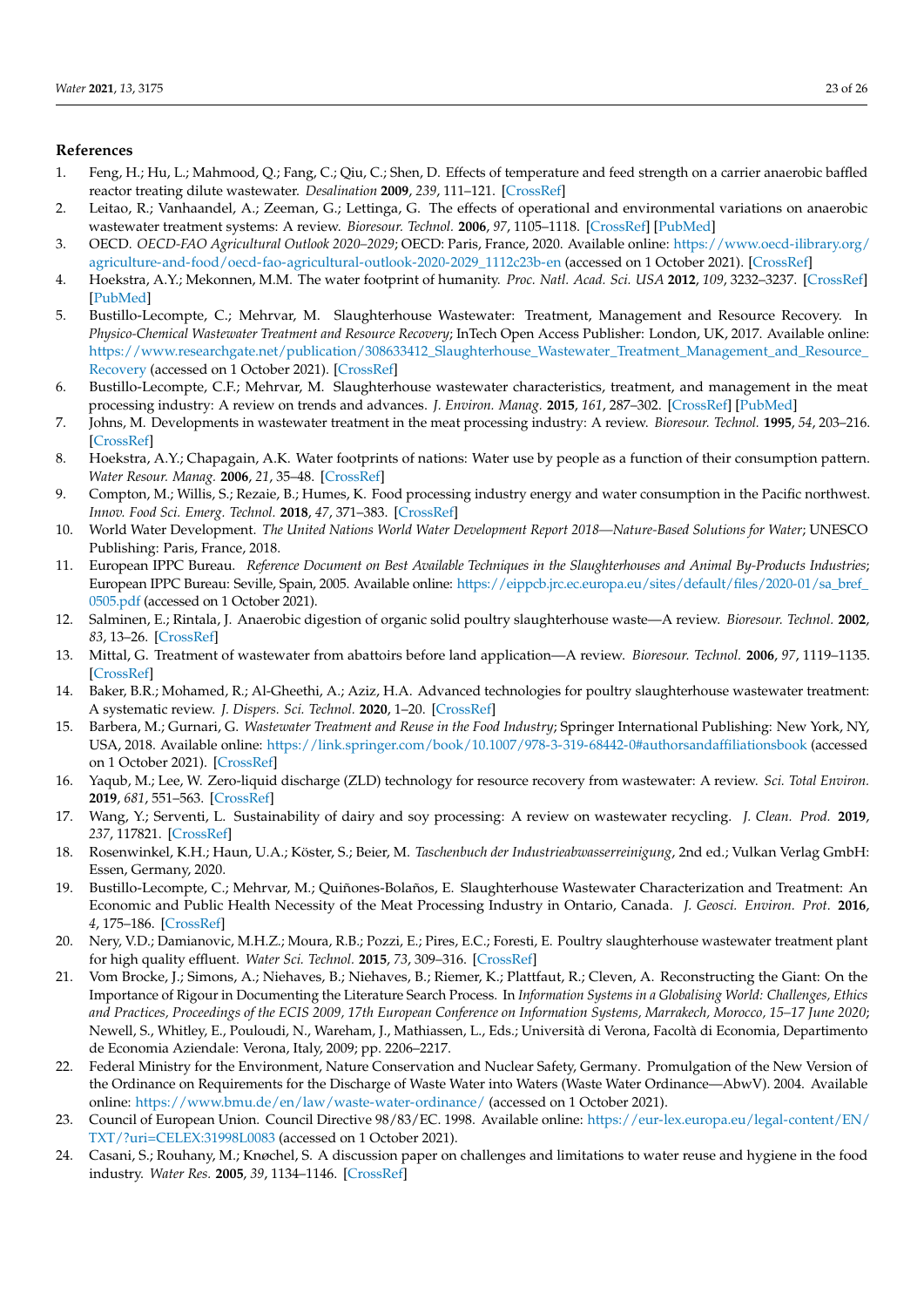## References

1. Feng, H.; Hu, L.; Mahmood, Q.; Fang, C.; Qiu, C.; Shen, D. Effects of temperature and feed strength on a carrier anaerobic baffled reactor treating dilute wastewater. *Desalination* **2009**, *239*, 111–121. [CrossRef]
2. Leitao, R.; Vanhaandel, A.; Zeeman, G.; Lettinga, G. The effects of operational and environmental variations on anaerobic wastewater treatment systems: A review. *Bioresour. Technol.* **2006**, *97*, 1105–1118. [CrossRef] [PubMed]
3. OECD. *OECD-FAO Agricultural Outlook 2020–2029*; OECD: Paris, France, 2020. Available online: https://www.oecd-ilibrary.org/agriculture-and-food/oecd-fao-agricultural-outlook-2020-2029_1112c23b-en (accessed on 1 October 2021). [CrossRef]
4. Hoekstra, A.Y.; Mekonnen, M.M. The water footprint of humanity. *Proc. Natl. Acad. Sci. USA* **2012**, *109*, 3232–3237. [CrossRef] [PubMed]
5. Bustillo-Lecompte, C.; Mehrvar, M. Slaughterhouse Wastewater: Treatment, Management and Resource Recovery. In *Physico-Chemical Wastewater Treatment and Resource Recovery*; InTech Open Access Publisher: London, UK, 2017. Available online: https://www.researchgate.net/publication/308633412_Slaughterhouse_Wastewater_Treatment_Management_and_Resource_Recovery (accessed on 1 October 2021). [CrossRef]
6. Bustillo-Lecompte, C.F.; Mehrvar, M. Slaughterhouse wastewater characteristics, treatment, and management in the meat processing industry: A review on trends and advances. *J. Environ. Manag.* **2015**, *161*, 287–302. [CrossRef] [PubMed]
7. Johns, M. Developments in wastewater treatment in the meat processing industry: A review. *Bioresour. Technol.* **1995**, *54*, 203–216. [CrossRef]
8. Hoekstra, A.Y.; Chapagain, A.K. Water footprints of nations: Water use by people as a function of their consumption pattern. *Water Resour. Manag.* **2006**, *21*, 35–48. [CrossRef]
9. Compton, M.; Willis, S.; Rezaie, B.; Humes, K. Food processing industry energy and water consumption in the Pacific northwest. *Innov. Food Sci. Emerg. Technol.* **2018**, *47*, 371–383. [CrossRef]
10. World Water Development. *The United Nations World Water Development Report 2018—Nature-Based Solutions for Water*; UNESCO Publishing: Paris, France, 2018.
11. European IPPC Bureau. *Reference Document on Best Available Techniques in the Slaughterhouses and Animal By-Products Industries*; European IPPC Bureau: Seville, Spain, 2005. Available online: https://eippcb.jrc.ec.europa.eu/sites/default/files/2020-01/sa_bref_0505.pdf (accessed on 1 October 2021).
12. Salminen, E.; Rintala, J. Anaerobic digestion of organic solid poultry slaughterhouse waste—A review. *Bioresour. Technol.* **2002**, *83*, 13–26. [CrossRef]
13. Mittal, G. Treatment of wastewater from abattoirs before land application—A review. *Bioresour. Technol.* **2006**, *97*, 1119–1135. [CrossRef]
14. Baker, B.R.; Mohamed, R.; Al-Gheethi, A.; Aziz, H.A. Advanced technologies for poultry slaughterhouse wastewater treatment: A systematic review. *J. Dispers. Sci. Technol.* **2020**, 1–20. [CrossRef]
15. Barbera, M.; Gurnari, G. *Wastewater Treatment and Reuse in the Food Industry*; Springer International Publishing: New York, NY, USA, 2018. Available online: https://link.springer.com/book/10.1007/978-3-319-68442-0#authorsandaffiliationsbook (accessed on 1 October 2021). [CrossRef]
16. Yaqub, M.; Lee, W. Zero-liquid discharge (ZLD) technology for resource recovery from wastewater: A review. *Sci. Total Environ.* **2019**, *681*, 551–563. [CrossRef]
17. Wang, Y.; Serventi, L. Sustainability of dairy and soy processing: A review on wastewater recycling. *J. Clean. Prod.* **2019**, *237*, 117821. [CrossRef]
18. Rosenwinkel, K.H.; Haun, U.A.; Köster, S.; Beier, M. *Taschenbuch der Industrieabwasserreinigung*, 2nd ed.; Vulkan Verlag GmbH: Essen, Germany, 2020.
19. Bustillo-Lecompte, C.; Mehrvar, M.; Quiñones-Bolaños, E. Slaughterhouse Wastewater Characterization and Treatment: An Economic and Public Health Necessity of the Meat Processing Industry in Ontario, Canada. *J. Geosci. Environ. Prot.* **2016**, *4*, 175–186. [CrossRef]
20. Nery, V.D.; Damianovic, M.H.Z.; Moura, R.B.; Pozzi, E.; Pires, E.C.; Foresti, E. Poultry slaughterhouse wastewater treatment plant for high quality effluent. *Water Sci. Technol.* **2015**, *73*, 309–316. [CrossRef]
21. Vom Brocke, J.; Simons, A.; Niehaves, B.; Niehaves, B.; Riemer, K.; Plattfaut, R.; Cleven, A. Reconstructing the Giant: On the Importance of Rigour in Documenting the Literature Search Process. In *Information Systems in a Globalising World: Challenges, Ethics and Practices, Proceedings of the ECIS 2009, 17th European Conference on Information Systems, Marrakech, Morocco, 15–17 June 2020*; Newell, S., Whitley, E., Pouloudi, N., Wareham, J., Mathiassen, L., Eds.; Università di Verona, Facoltà di Economia, Departimento de Economia Aziendale: Verona, Italy, 2009; pp. 2206–2217.
22. Federal Ministry for the Environment, Nature Conservation and Nuclear Safety, Germany. Promulgation of the New Version of the Ordinance on Requirements for the Discharge of Waste Water into Waters (Waste Water Ordinance—AbwV). 2004. Available online: https://www.bmu.de/en/law/waste-water-ordinance/ (accessed on 1 October 2021).
23. Council of European Union. Council Directive 98/83/EC. 1998. Available online: https://eur-lex.europa.eu/legal-content/EN/TXT/?uri=CELEX:31998L0083 (accessed on 1 October 2021).
24. Casani, S.; Rouhany, M.; Knøchel, S. A discussion paper on challenges and limitations to water reuse and hygiene in the food industry. *Water Res.* **2005**, *39*, 1134–1146. [CrossRef]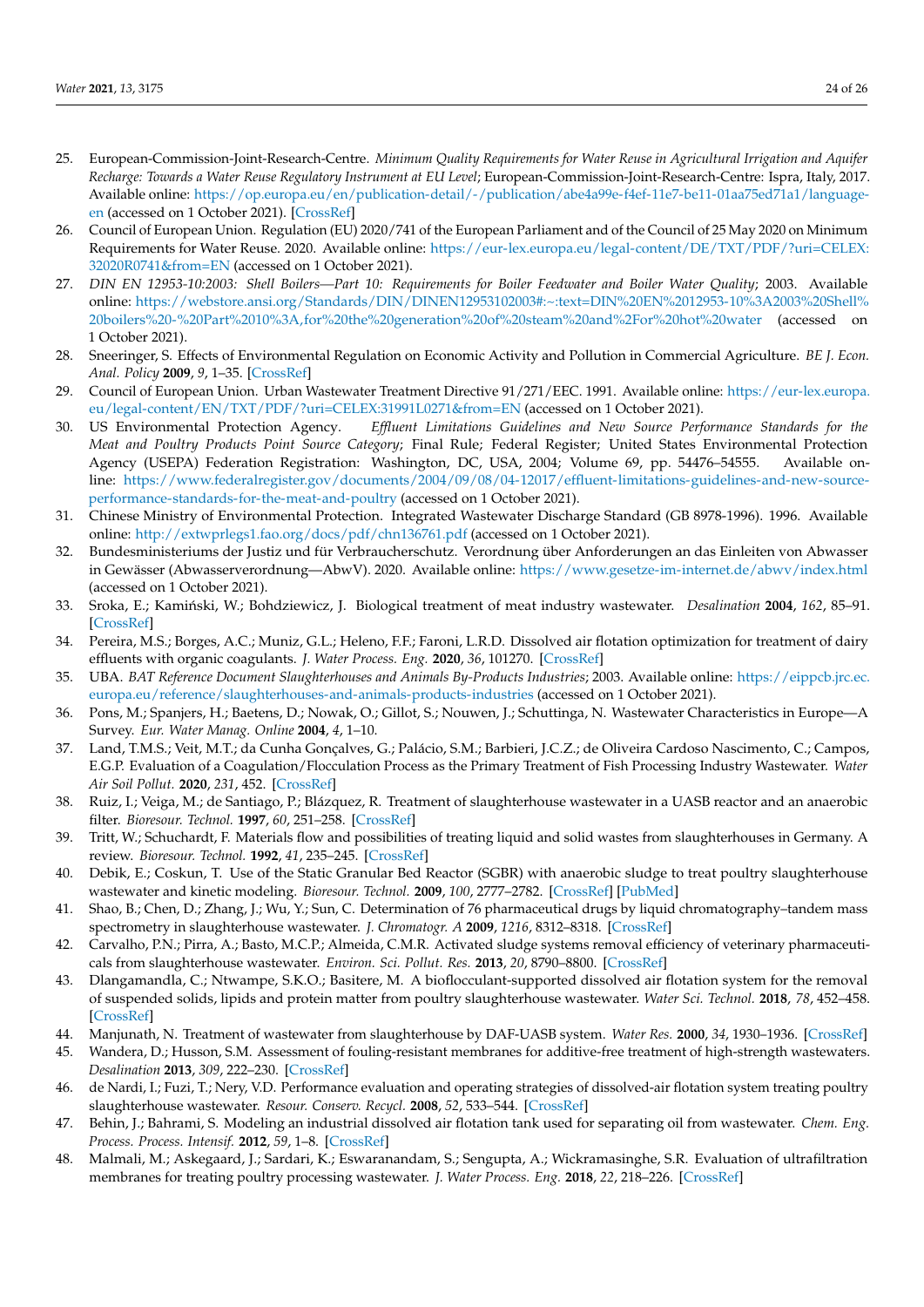25. European-Commission-Joint-Research-Centre. *Minimum Quality Requirements for Water Reuse in Agricultural Irrigation and Aquifer Recharge: Towards a Water Reuse Regulatory Instrument at EU Level*; European-Commission-Joint-Research-Centre: Ispra, Italy, 2017. Available online: https://op.europa.eu/en/publication-detail/-/publication/abe4a99e-f4ef-11e7-be11-01aa75ed71a1/language-en (accessed on 1 October 2021). [CrossRef]
26. Council of European Union. Regulation (EU) 2020/741 of the European Parliament and of the Council of 25 May 2020 on Minimum Requirements for Water Reuse. 2020. Available online: https://eur-lex.europa.eu/legal-content/DE/TXT/PDF/?uri=CELEX:32020R0741&from=EN (accessed on 1 October 2021).
27. *DIN EN 12953-10:2003: Shell Boilers—Part 10: Requirements for Boiler Feedwater and Boiler Water Quality*; 2003. Available online: https://webstore.ansi.org/Standards/DIN/DINEN12953102003#:~:text=DIN%20EN%2012953-10%3A2003%20Shell%20boilers%20-%20Part%2010%3A,for%20the%20generation%20of%20steam%20and%2For%20hot%20water (accessed on 1 October 2021).
28. Sneeringer, S. Effects of Environmental Regulation on Economic Activity and Pollution in Commercial Agriculture. *BE J. Econ. Anal. Policy* **2009**, *9*, 1–35. [CrossRef]
29. Council of European Union. Urban Wastewater Treatment Directive 91/271/EEC. 1991. Available online: https://eur-lex.europa.eu/legal-content/EN/TXT/PDF/?uri=CELEX:31991L0271&from=EN (accessed on 1 October 2021).
30. US Environmental Protection Agency. *Effluent Limitations Guidelines and New Source Performance Standards for the Meat and Poultry Products Point Source Category*; Final Rule; Federal Register; United States Environmental Protection Agency (USEPA) Federation Registration: Washington, DC, USA, 2004; Volume 69, pp. 54476–54555. Available online: https://www.federalregister.gov/documents/2004/09/08/04-12017/effluent-limitations-guidelines-and-new-source-performance-standards-for-the-meat-and-poultry (accessed on 1 October 2021).
31. Chinese Ministry of Environmental Protection. Integrated Wastewater Discharge Standard (GB 8978-1996). 1996. Available online: http://extwprlegs1.fao.org/docs/pdf/chn136761.pdf (accessed on 1 October 2021).
32. Bundesministeriums der Justiz und für Verbraucherschutz. Verordnung über Anforderungen an das Einleiten von Abwasser in Gewässer (Abwasserverordnung—AbwV). 2020. Available online: https://www.gesetze-im-internet.de/abwv/index.html (accessed on 1 October 2021).
33. Sroka, E.; Kamiński, W.; Bohdziewicz, J. Biological treatment of meat industry wastewater. *Desalination* **2004**, *162*, 85–91. [CrossRef]
34. Pereira, M.S.; Borges, A.C.; Muniz, G.L.; Heleno, F.F.; Faroni, L.R.D. Dissolved air flotation optimization for treatment of dairy effluents with organic coagulants. *J. Water Process. Eng.* **2020**, *36*, 101270. [CrossRef]
35. UBA. *BAT Reference Document Slaughterhouses and Animals By-Products Industries*; 2003. Available online: https://eippcb.jrc.ec.europa.eu/reference/slaughterhouses-and-animals-products-industries (accessed on 1 October 2021).
36. Pons, M.; Spanjers, H.; Baetens, D.; Nowak, O.; Gillot, S.; Nouwen, J.; Schuttinga, N. Wastewater Characteristics in Europe—A Survey. *Eur. Water Manag. Online* **2004**, *4*, 1–10.
37. Land, T.M.S.; Veit, M.T.; da Cunha Gonçalves, G.; Palácio, S.M.; Barbieri, J.C.Z.; de Oliveira Cardoso Nascimento, C.; Campos, E.G.P. Evaluation of a Coagulation/Flocculation Process as the Primary Treatment of Fish Processing Industry Wastewater. *Water Air Soil Pollut.* **2020**, *231*, 452. [CrossRef]
38. Ruiz, I.; Veiga, M.; de Santiago, P.; Blázquez, R. Treatment of slaughterhouse wastewater in a UASB reactor and an anaerobic filter. *Bioresour. Technol.* **1997**, *60*, 251–258. [CrossRef]
39. Tritt, W.; Schuchardt, F. Materials flow and possibilities of treating liquid and solid wastes from slaughterhouses in Germany. A review. *Bioresour. Technol.* **1992**, *41*, 235–245. [CrossRef]
40. Debik, E.; Coskun, T. Use of the Static Granular Bed Reactor (SGBR) with anaerobic sludge to treat poultry slaughterhouse wastewater and kinetic modeling. *Bioresour. Technol.* **2009**, *100*, 2777–2782. [CrossRef] [PubMed]
41. Shao, B.; Chen, D.; Zhang, J.; Wu, Y.; Sun, C. Determination of 76 pharmaceutical drugs by liquid chromatography–tandem mass spectrometry in slaughterhouse wastewater. *J. Chromatogr. A* **2009**, *1216*, 8312–8318. [CrossRef]
42. Carvalho, P.N.; Pirra, A.; Basto, M.C.P.; Almeida, C.M.R. Activated sludge systems removal efficiency of veterinary pharmaceuticals from slaughterhouse wastewater. *Environ. Sci. Pollut. Res.* **2013**, *20*, 8790–8800. [CrossRef]
43. Dlangamandla, C.; Ntwampe, S.K.O.; Basitere, M. A bioflocculant-supported dissolved air flotation system for the removal of suspended solids, lipids and protein matter from poultry slaughterhouse wastewater. *Water Sci. Technol.* **2018**, *78*, 452–458. [CrossRef]
44. Manjunath, N. Treatment of wastewater from slaughterhouse by DAF-UASB system. *Water Res.* **2000**, *34*, 1930–1936. [CrossRef]
45. Wandera, D.; Husson, S.M. Assessment of fouling-resistant membranes for additive-free treatment of high-strength wastewaters. *Desalination* **2013**, *309*, 222–230. [CrossRef]
46. de Nardi, I.; Fuzi, T.; Nery, V.D. Performance evaluation and operating strategies of dissolved-air flotation system treating poultry slaughterhouse wastewater. *Resour. Conserv. Recycl.* **2008**, *52*, 533–544. [CrossRef]
47. Behin, J.; Bahrami, S. Modeling an industrial dissolved air flotation tank used for separating oil from wastewater. *Chem. Eng. Process. Process. Intensif.* **2012**, *59*, 1–8. [CrossRef]
48. Malmali, M.; Askegaard, J.; Sardari, K.; Eswaranandam, S.; Sengupta, A.; Wickramasinghe, S.R. Evaluation of ultrafiltration membranes for treating poultry processing wastewater. *J. Water Process. Eng.* **2018**, *22*, 218–226. [CrossRef]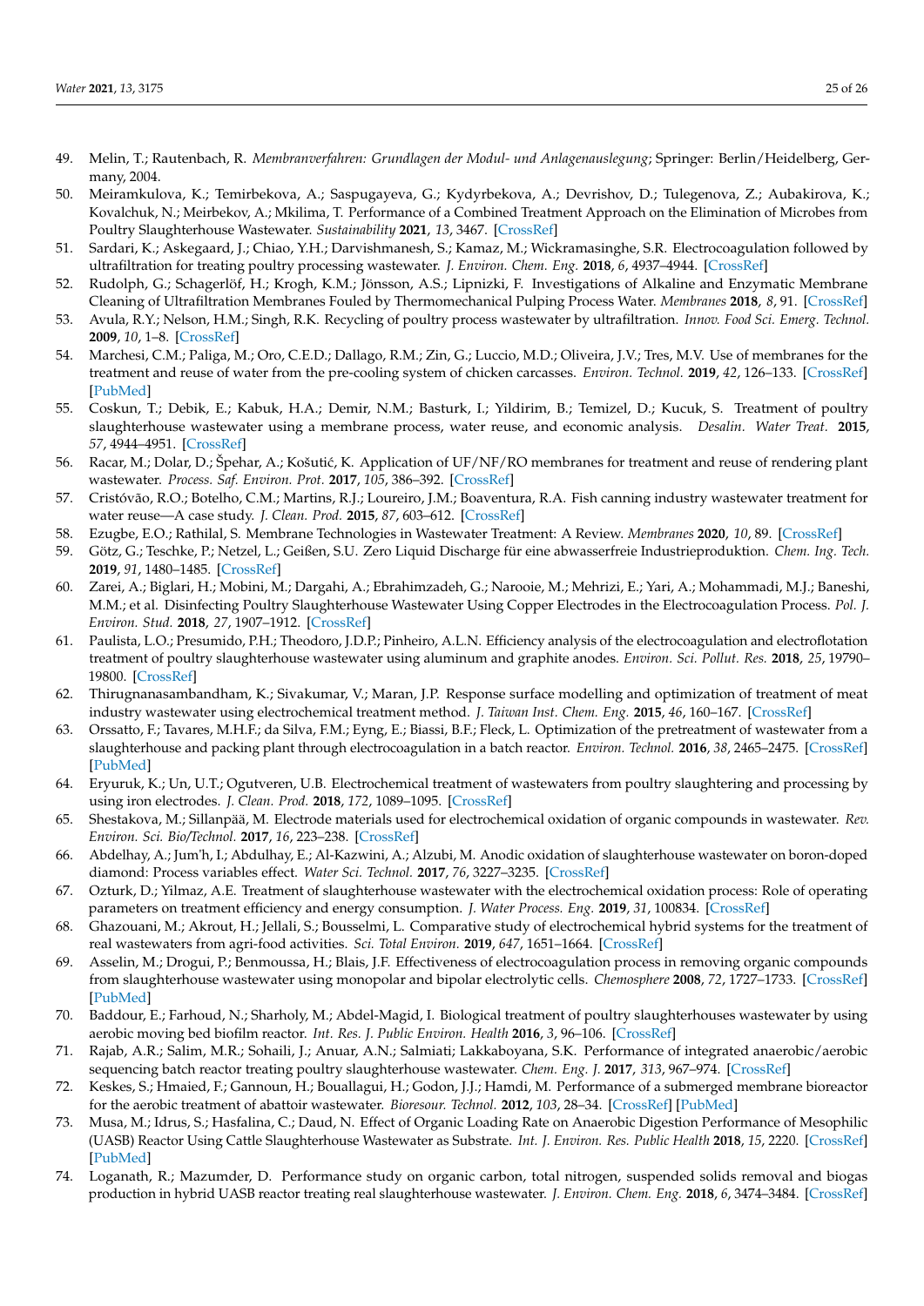49. Melin, T.; Rautenbach, R. *Membranverfahren: Grundlagen der Modul- und Anlagenauslegung*; Springer: Berlin/Heidelberg, Germany, 2004.
50. Meiramkulova, K.; Temirbekova, A.; Saspugayeva, G.; Kydyrbekova, A.; Devrishov, D.; Tulegenova, Z.; Aubakirova, K.; Kovalchuk, N.; Meirbekov, A.; Mkilima, T. Performance of a Combined Treatment Approach on the Elimination of Microbes from Poultry Slaughterhouse Wastewater. *Sustainability* **2021**, *13*, 3467. [CrossRef]
51. Sardari, K.; Askegaard, J.; Chiao, Y.H.; Darvishmanesh, S.; Kamaz, M.; Wickramasinghe, S.R. Electrocoagulation followed by ultrafiltration for treating poultry processing wastewater. *J. Environ. Chem. Eng.* **2018**, *6*, 4937–4944. [CrossRef]
52. Rudolph, G.; Schagerlöf, H.; Krogh, K.M.; Jönsson, A.S.; Lipnizki, F. Investigations of Alkaline and Enzymatic Membrane Cleaning of Ultrafiltration Membranes Fouled by Thermomechanical Pulping Process Water. *Membranes* **2018**, *8*, 91. [CrossRef]
53. Avula, R.Y.; Nelson, H.M.; Singh, R.K. Recycling of poultry process wastewater by ultrafiltration. *Innov. Food Sci. Emerg. Technol.* **2009**, *10*, 1–8. [CrossRef]
54. Marchesi, C.M.; Paliga, M.; Oro, C.E.D.; Dallago, R.M.; Zin, G.; Luccio, M.D.; Oliveira, J.V.; Tres, M.V. Use of membranes for the treatment and reuse of water from the pre-cooling system of chicken carcasses. *Environ. Technol.* **2019**, *42*, 126–133. [CrossRef] [PubMed]
55. Coskun, T.; Debik, E.; Kabuk, H.A.; Demir, N.M.; Basturk, I.; Yildirim, B.; Temizel, D.; Kucuk, S. Treatment of poultry slaughterhouse wastewater using a membrane process, water reuse, and economic analysis. *Desalin. Water Treat.* **2015**, *57*, 4944–4951. [CrossRef]
56. Racar, M.; Dolar, D.; Špehar, A.; Košutić, K. Application of UF/NF/RO membranes for treatment and reuse of rendering plant wastewater. *Process. Saf. Environ. Prot.* **2017**, *105*, 386–392. [CrossRef]
57. Cristóvão, R.O.; Botelho, C.M.; Martins, R.J.; Loureiro, J.M.; Boaventura, R.A. Fish canning industry wastewater treatment for water reuse—A case study. *J. Clean. Prod.* **2015**, *87*, 603–612. [CrossRef]
58. Ezugbe, E.O.; Rathilal, S. Membrane Technologies in Wastewater Treatment: A Review. *Membranes* **2020**, *10*, 89. [CrossRef]
59. Götz, G.; Teschke, P.; Netzel, L.; Geißen, S.U. Zero Liquid Discharge für eine abwasserfreie Industrieproduktion. *Chem. Ing. Tech.* **2019**, *91*, 1480–1485. [CrossRef]
60. Zarei, A.; Biglari, H.; Mobini, M.; Dargahi, A.; Ebrahimzadeh, G.; Narooie, M.; Mehrizi, E.; Yari, A.; Mohammadi, M.J.; Baneshi, M.M.; et al. Disinfecting Poultry Slaughterhouse Wastewater Using Copper Electrodes in the Electrocoagulation Process. *Pol. J. Environ. Stud.* **2018**, *27*, 1907–1912. [CrossRef]
61. Paulista, L.O.; Presumido, P.H.; Theodoro, J.D.P.; Pinheiro, A.L.N. Efficiency analysis of the electrocoagulation and electroflotation treatment of poultry slaughterhouse wastewater using aluminum and graphite anodes. *Environ. Sci. Pollut. Res.* **2018**, *25*, 19790–19800. [CrossRef]
62. Thirugnanasambandham, K.; Sivakumar, V.; Maran, J.P. Response surface modelling and optimization of treatment of meat industry wastewater using electrochemical treatment method. *J. Taiwan Inst. Chem. Eng.* **2015**, *46*, 160–167. [CrossRef]
63. Orssatto, F.; Tavares, M.H.F.; da Silva, F.M.; Eyng, E.; Biassi, B.F.; Fleck, L. Optimization of the pretreatment of wastewater from a slaughterhouse and packing plant through electrocoagulation in a batch reactor. *Environ. Technol.* **2016**, *38*, 2465–2475. [CrossRef] [PubMed]
64. Eryuruk, K.; Un, U.T.; Ogutveren, U.B. Electrochemical treatment of wastewaters from poultry slaughtering and processing by using iron electrodes. *J. Clean. Prod.* **2018**, *172*, 1089–1095. [CrossRef]
65. Shestakova, M.; Sillanpää, M. Electrode materials used for electrochemical oxidation of organic compounds in wastewater. *Rev. Environ. Sci. Bio/Technol.* **2017**, *16*, 223–238. [CrossRef]
66. Abdelhay, A.; Jum'h, I.; Abdulhay, E.; Al-Kazwini, A.; Alzubi, M. Anodic oxidation of slaughterhouse wastewater on boron-doped diamond: Process variables effect. *Water Sci. Technol.* **2017**, *76*, 3227–3235. [CrossRef]
67. Ozturk, D.; Yilmaz, A.E. Treatment of slaughterhouse wastewater with the electrochemical oxidation process: Role of operating parameters on treatment efficiency and energy consumption. *J. Water Process. Eng.* **2019**, *31*, 100834. [CrossRef]
68. Ghazouani, M.; Akrout, H.; Jellali, S.; Bousselmi, L. Comparative study of electrochemical hybrid systems for the treatment of real wastewaters from agri-food activities. *Sci. Total Environ.* **2019**, *647*, 1651–1664. [CrossRef]
69. Asselin, M.; Drogui, P.; Benmoussa, H.; Blais, J.F. Effectiveness of electrocoagulation process in removing organic compounds from slaughterhouse wastewater using monopolar and bipolar electrolytic cells. *Chemosphere* **2008**, *72*, 1727–1733. [CrossRef] [PubMed]
70. Baddour, E.; Farhoud, N.; Sharholy, M.; Abdel-Magid, I. Biological treatment of poultry slaughterhouses wastewater by using aerobic moving bed biofilm reactor. *Int. Res. J. Public Environ. Health* **2016**, *3*, 96–106. [CrossRef]
71. Rajab, A.R.; Salim, M.R.; Sohaili, J.; Anuar, A.N.; Salmiati; Lakkaboyana, S.K. Performance of integrated anaerobic/aerobic sequencing batch reactor treating poultry slaughterhouse wastewater. *Chem. Eng. J.* **2017**, *313*, 967–974. [CrossRef]
72. Keskes, S.; Hmaied, F.; Gannoun, H.; Bouallagui, H.; Godon, J.J.; Hamdi, M. Performance of a submerged membrane bioreactor for the aerobic treatment of abattoir wastewater. *Bioresour. Technol.* **2012**, *103*, 28–34. [CrossRef] [PubMed]
73. Musa, M.; Idrus, S.; Hasfalina, C.; Daud, N. Effect of Organic Loading Rate on Anaerobic Digestion Performance of Mesophilic (UASB) Reactor Using Cattle Slaughterhouse Wastewater as Substrate. *Int. J. Environ. Res. Public Health* **2018**, *15*, 2220. [CrossRef] [PubMed]
74. Loganath, R.; Mazumder, D. Performance study on organic carbon, total nitrogen, suspended solids removal and biogas production in hybrid UASB reactor treating real slaughterhouse wastewater. *J. Environ. Chem. Eng.* **2018**, *6*, 3474–3484. [CrossRef]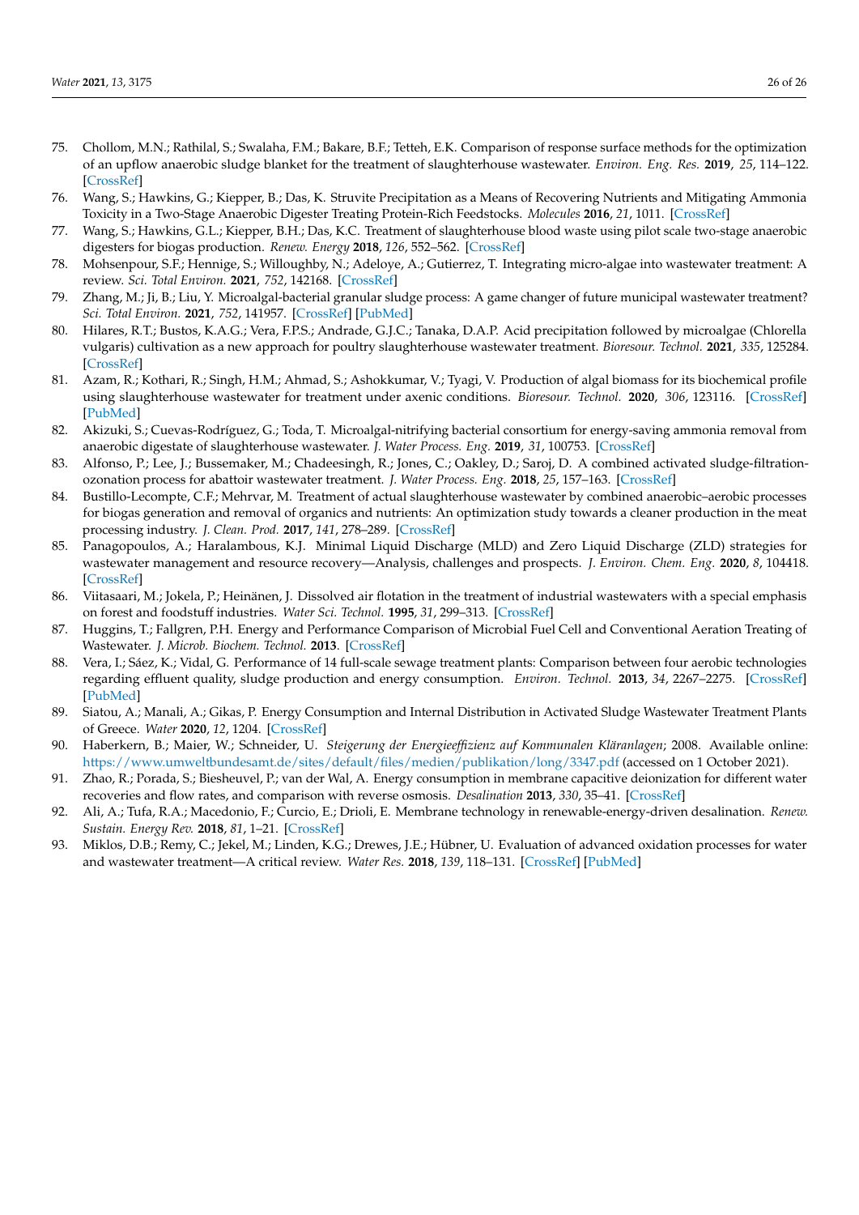75. Chollom, M.N.; Rathilal, S.; Swalaha, F.M.; Bakare, B.F.; Tetteh, E.K. Comparison of response surface methods for the optimization of an upflow anaerobic sludge blanket for the treatment of slaughterhouse wastewater. *Environ. Eng. Res.* **2019**, *25*, 114–122. [CrossRef]
76. Wang, S.; Hawkins, G.; Kiepper, B.; Das, K. Struvite Precipitation as a Means of Recovering Nutrients and Mitigating Ammonia Toxicity in a Two-Stage Anaerobic Digester Treating Protein-Rich Feedstocks. *Molecules* **2016**, *21*, 1011. [CrossRef]
77. Wang, S.; Hawkins, G.L.; Kiepper, B.H.; Das, K.C. Treatment of slaughterhouse blood waste using pilot scale two-stage anaerobic digesters for biogas production. *Renew. Energy* **2018**, *126*, 552–562. [CrossRef]
78. Mohsenpour, S.F.; Hennige, S.; Willoughby, N.; Adeloye, A.; Gutierrez, T. Integrating micro-algae into wastewater treatment: A review. *Sci. Total Environ.* **2021**, *752*, 142168. [CrossRef]
79. Zhang, M.; Ji, B.; Liu, Y. Microalgal-bacterial granular sludge process: A game changer of future municipal wastewater treatment? *Sci. Total Environ.* **2021**, *752*, 141957. [CrossRef] [PubMed]
80. Hilares, R.T.; Bustos, K.A.G.; Vera, F.P.S.; Andrade, G.J.C.; Tanaka, D.A.P. Acid precipitation followed by microalgae (Chlorella vulgaris) cultivation as a new approach for poultry slaughterhouse wastewater treatment. *Bioresour. Technol.* **2021**, *335*, 125284. [CrossRef]
81. Azam, R.; Kothari, R.; Singh, H.M.; Ahmad, S.; Ashokkumar, V.; Tyagi, V. Production of algal biomass for its biochemical profile using slaughterhouse wastewater for treatment under axenic conditions. *Bioresour. Technol.* **2020**, *306*, 123116. [CrossRef] [PubMed]
82. Akizuki, S.; Cuevas-Rodríguez, G.; Toda, T. Microalgal-nitrifying bacterial consortium for energy-saving ammonia removal from anaerobic digestate of slaughterhouse wastewater. *J. Water Process. Eng.* **2019**, *31*, 100753. [CrossRef]
83. Alfonso, P.; Lee, J.; Bussemaker, M.; Chadeesingh, R.; Jones, C.; Oakley, D.; Saroj, D. A combined activated sludge-filtration-ozonation process for abattoir wastewater treatment. *J. Water Process. Eng.* **2018**, *25*, 157–163. [CrossRef]
84. Bustillo-Lecompte, C.F.; Mehrvar, M. Treatment of actual slaughterhouse wastewater by combined anaerobic–aerobic processes for biogas generation and removal of organics and nutrients: An optimization study towards a cleaner production in the meat processing industry. *J. Clean. Prod.* **2017**, *141*, 278–289. [CrossRef]
85. Panagopoulos, A.; Haralambous, K.J. Minimal Liquid Discharge (MLD) and Zero Liquid Discharge (ZLD) strategies for wastewater management and resource recovery—Analysis, challenges and prospects. *J. Environ. Chem. Eng.* **2020**, *8*, 104418. [CrossRef]
86. Viitasaari, M.; Jokela, P.; Heinänen, J. Dissolved air flotation in the treatment of industrial wastewaters with a special emphasis on forest and foodstuff industries. *Water Sci. Technol.* **1995**, *31*, 299–313. [CrossRef]
87. Huggins, T.; Fallgren, P.H. Energy and Performance Comparison of Microbial Fuel Cell and Conventional Aeration Treating of Wastewater. *J. Microb. Biochem. Technol.* **2013**. [CrossRef]
88. Vera, I.; Sáez, K.; Vidal, G. Performance of 14 full-scale sewage treatment plants: Comparison between four aerobic technologies regarding effluent quality, sludge production and energy consumption. *Environ. Technol.* **2013**, *34*, 2267–2275. [CrossRef] [PubMed]
89. Siatou, A.; Manali, A.; Gikas, P. Energy Consumption and Internal Distribution in Activated Sludge Wastewater Treatment Plants of Greece. *Water* **2020**, *12*, 1204. [CrossRef]
90. Haberkern, B.; Maier, W.; Schneider, U. *Steigerung der Energieeffizienz auf Kommunalen Kläranlagen*; 2008. Available online: https://www.umweltbundesamt.de/sites/default/files/medien/publikation/long/3347.pdf (accessed on 1 October 2021).
91. Zhao, R.; Porada, S.; Biesheuvel, P.; van der Wal, A. Energy consumption in membrane capacitive deionization for different water recoveries and flow rates, and comparison with reverse osmosis. *Desalination* **2013**, *330*, 35–41. [CrossRef]
92. Ali, A.; Tufa, R.A.; Macedonio, F.; Curcio, E.; Drioli, E. Membrane technology in renewable-energy-driven desalination. *Renew. Sustain. Energy Rev.* **2018**, *81*, 1–21. [CrossRef]
93. Miklos, D.B.; Remy, C.; Jekel, M.; Linden, K.G.; Drewes, J.E.; Hübner, U. Evaluation of advanced oxidation processes for water and wastewater treatment—A critical review. *Water Res.* **2018**, *139*, 118–131. [CrossRef] [PubMed]